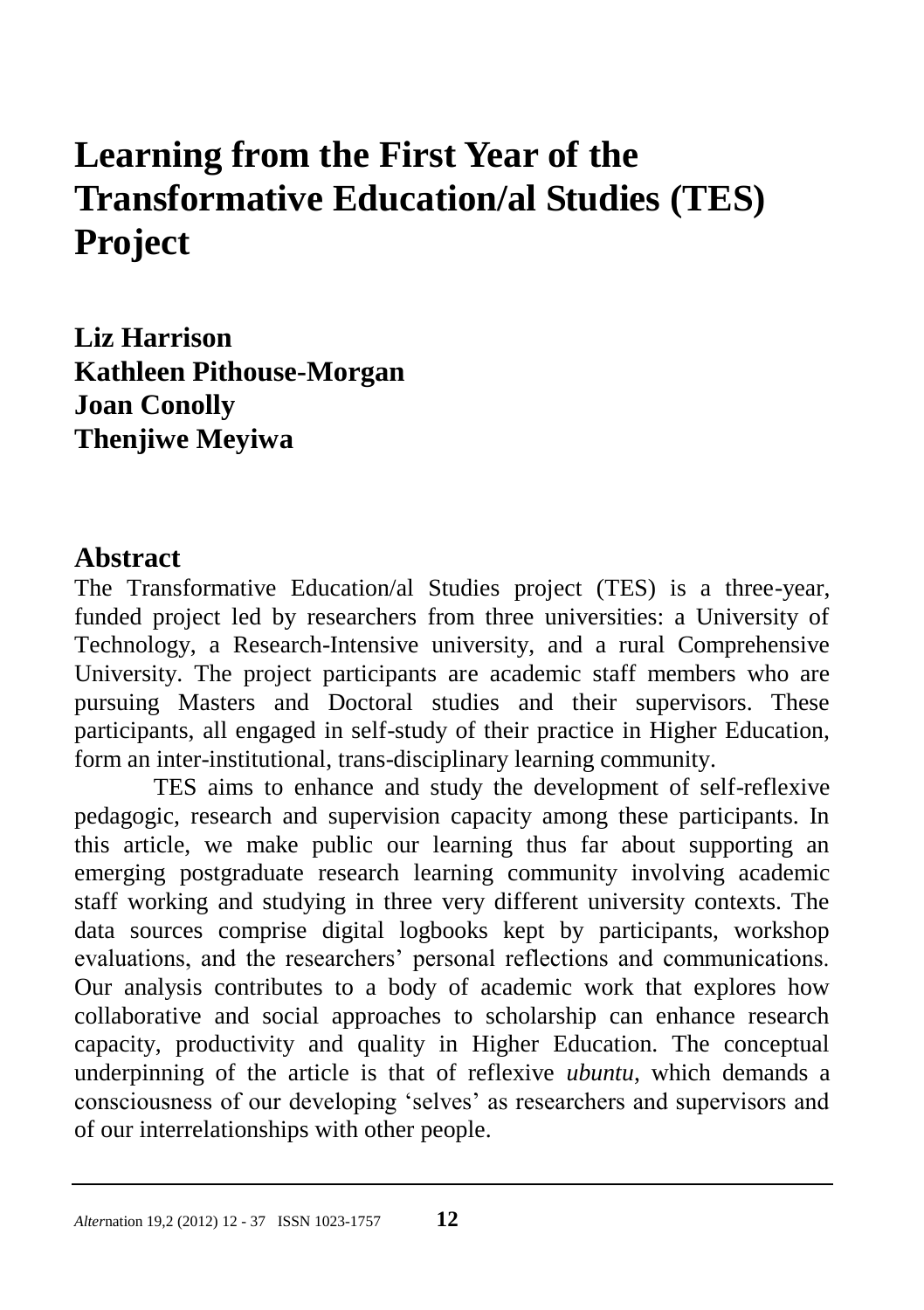# Learning from the First Year of the Transformative Education/al Studies (TES) Project

**Liz Harrison**
**Kathleen Pithouse-Morgan**
**Joan Conolly**
**Thenjiwe Meyiwa**

## Abstract

The Transformative Education/al Studies project (TES) is a three-year, funded project led by researchers from three universities: a University of Technology, a Research-Intensive university, and a rural Comprehensive University. The project participants are academic staff members who are pursuing Masters and Doctoral studies and their supervisors. These participants, all engaged in self-study of their practice in Higher Education, form an inter-institutional, trans-disciplinary learning community.

TES aims to enhance and study the development of self-reflexive pedagogic, research and supervision capacity among these participants. In this article, we make public our learning thus far about supporting an emerging postgraduate research learning community involving academic staff working and studying in three very different university contexts. The data sources comprise digital logbooks kept by participants, workshop evaluations, and the researchers' personal reflections and communications. Our analysis contributes to a body of academic work that explores how collaborative and social approaches to scholarship can enhance research capacity, productivity and quality in Higher Education. The conceptual underpinning of the article is that of reflexive *ubuntu*, which demands a consciousness of our developing 'selves' as researchers and supervisors and of our interrelationships with other people.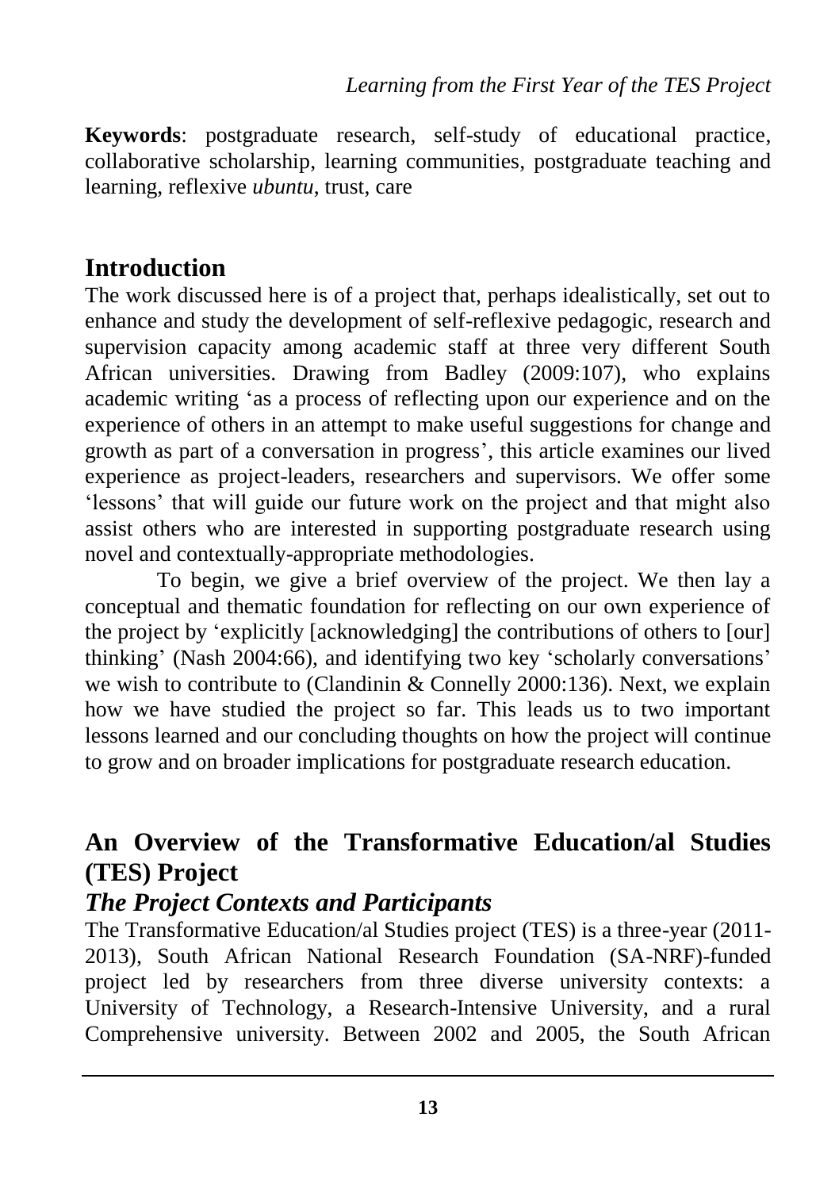**Keywords**: postgraduate research, self-study of educational practice, collaborative scholarship, learning communities, postgraduate teaching and learning, reflexive *ubuntu*, trust, care

## Introduction

The work discussed here is of a project that, perhaps idealistically, set out to enhance and study the development of self-reflexive pedagogic, research and supervision capacity among academic staff at three very different South African universities. Drawing from Badley (2009:107), who explains academic writing 'as a process of reflecting upon our experience and on the experience of others in an attempt to make useful suggestions for change and growth as part of a conversation in progress', this article examines our lived experience as project-leaders, researchers and supervisors. We offer some 'lessons' that will guide our future work on the project and that might also assist others who are interested in supporting postgraduate research using novel and contextually-appropriate methodologies.

To begin, we give a brief overview of the project. We then lay a conceptual and thematic foundation for reflecting on our own experience of the project by 'explicitly [acknowledging] the contributions of others to [our] thinking' (Nash 2004:66), and identifying two key 'scholarly conversations' we wish to contribute to (Clandinin & Connelly 2000:136). Next, we explain how we have studied the project so far. This leads us to two important lessons learned and our concluding thoughts on how the project will continue to grow and on broader implications for postgraduate research education.

## An Overview of the Transformative Education/al Studies (TES) Project

### *The Project Contexts and Participants*

The Transformative Education/al Studies project (TES) is a three-year (2011-2013), South African National Research Foundation (SA-NRF)-funded project led by researchers from three diverse university contexts: a University of Technology, a Research-Intensive University, and a rural Comprehensive university. Between 2002 and 2005, the South African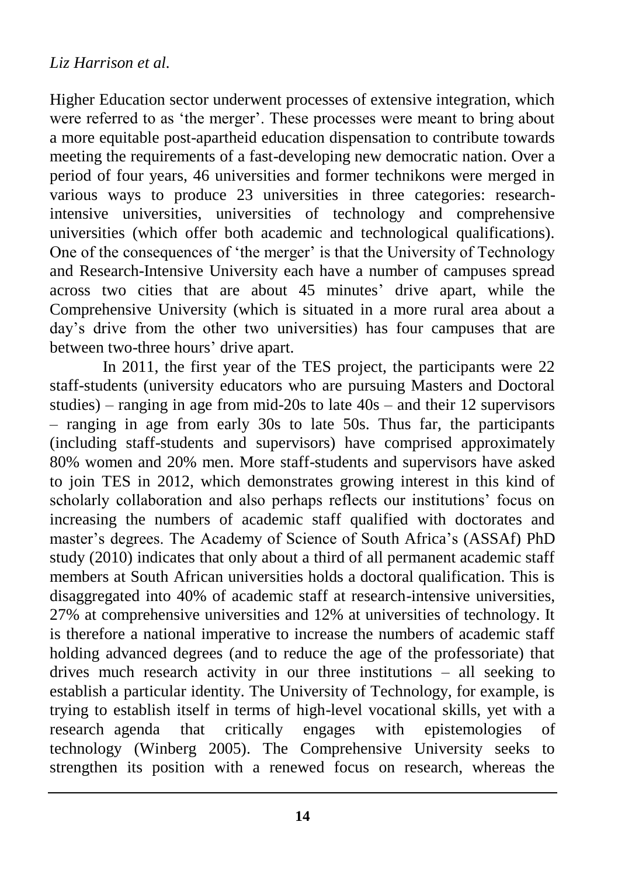Higher Education sector underwent processes of extensive integration, which were referred to as 'the merger'. These processes were meant to bring about a more equitable post-apartheid education dispensation to contribute towards meeting the requirements of a fast-developing new democratic nation. Over a period of four years, 46 universities and former technikons were merged in various ways to produce 23 universities in three categories: research-intensive universities, universities of technology and comprehensive universities (which offer both academic and technological qualifications). One of the consequences of 'the merger' is that the University of Technology and Research-Intensive University each have a number of campuses spread across two cities that are about 45 minutes' drive apart, while the Comprehensive University (which is situated in a more rural area about a day's drive from the other two universities) has four campuses that are between two-three hours' drive apart.

In 2011, the first year of the TES project, the participants were 22 staff-students (university educators who are pursuing Masters and Doctoral studies) – ranging in age from mid-20s to late 40s – and their 12 supervisors – ranging in age from early 30s to late 50s. Thus far, the participants (including staff-students and supervisors) have comprised approximately 80% women and 20% men. More staff-students and supervisors have asked to join TES in 2012, which demonstrates growing interest in this kind of scholarly collaboration and also perhaps reflects our institutions' focus on increasing the numbers of academic staff qualified with doctorates and master's degrees. The Academy of Science of South Africa's (ASSAf) PhD study (2010) indicates that only about a third of all permanent academic staff members at South African universities holds a doctoral qualification. This is disaggregated into 40% of academic staff at research-intensive universities, 27% at comprehensive universities and 12% at universities of technology. It is therefore a national imperative to increase the numbers of academic staff holding advanced degrees (and to reduce the age of the professoriate) that drives much research activity in our three institutions – all seeking to establish a particular identity. The University of Technology, for example, is trying to establish itself in terms of high-level vocational skills, yet with a research agenda that critically engages with epistemologies of technology (Winberg 2005). The Comprehensive University seeks to strengthen its position with a renewed focus on research, whereas the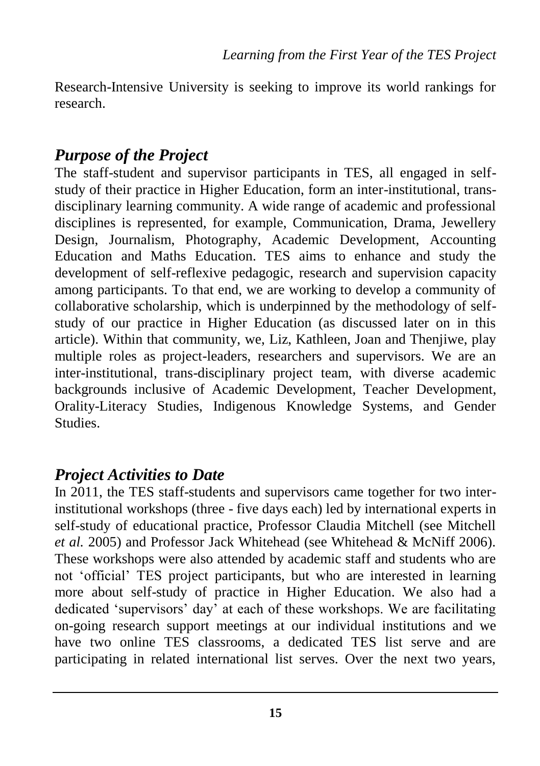Research-Intensive University is seeking to improve its world rankings for research.

## *Purpose of the Project*

The staff-student and supervisor participants in TES, all engaged in self-study of their practice in Higher Education, form an inter-institutional, trans-disciplinary learning community. A wide range of academic and professional disciplines is represented, for example, Communication, Drama, Jewellery Design, Journalism, Photography, Academic Development, Accounting Education and Maths Education. TES aims to enhance and study the development of self-reflexive pedagogic, research and supervision capacity among participants. To that end, we are working to develop a community of collaborative scholarship, which is underpinned by the methodology of self-study of our practice in Higher Education (as discussed later on in this article). Within that community, we, Liz, Kathleen, Joan and Thenjiwe, play multiple roles as project-leaders, researchers and supervisors. We are an inter-institutional, trans-disciplinary project team, with diverse academic backgrounds inclusive of Academic Development, Teacher Development, Orality-Literacy Studies, Indigenous Knowledge Systems, and Gender Studies.

## *Project Activities to Date*

In 2011, the TES staff-students and supervisors came together for two inter-institutional workshops (three - five days each) led by international experts in self-study of educational practice, Professor Claudia Mitchell (see Mitchell *et al.* 2005) and Professor Jack Whitehead (see Whitehead & McNiff 2006). These workshops were also attended by academic staff and students who are not 'official' TES project participants, but who are interested in learning more about self-study of practice in Higher Education. We also had a dedicated 'supervisors' day' at each of these workshops. We are facilitating on-going research support meetings at our individual institutions and we have two online TES classrooms, a dedicated TES list serve and are participating in related international list serves. Over the next two years,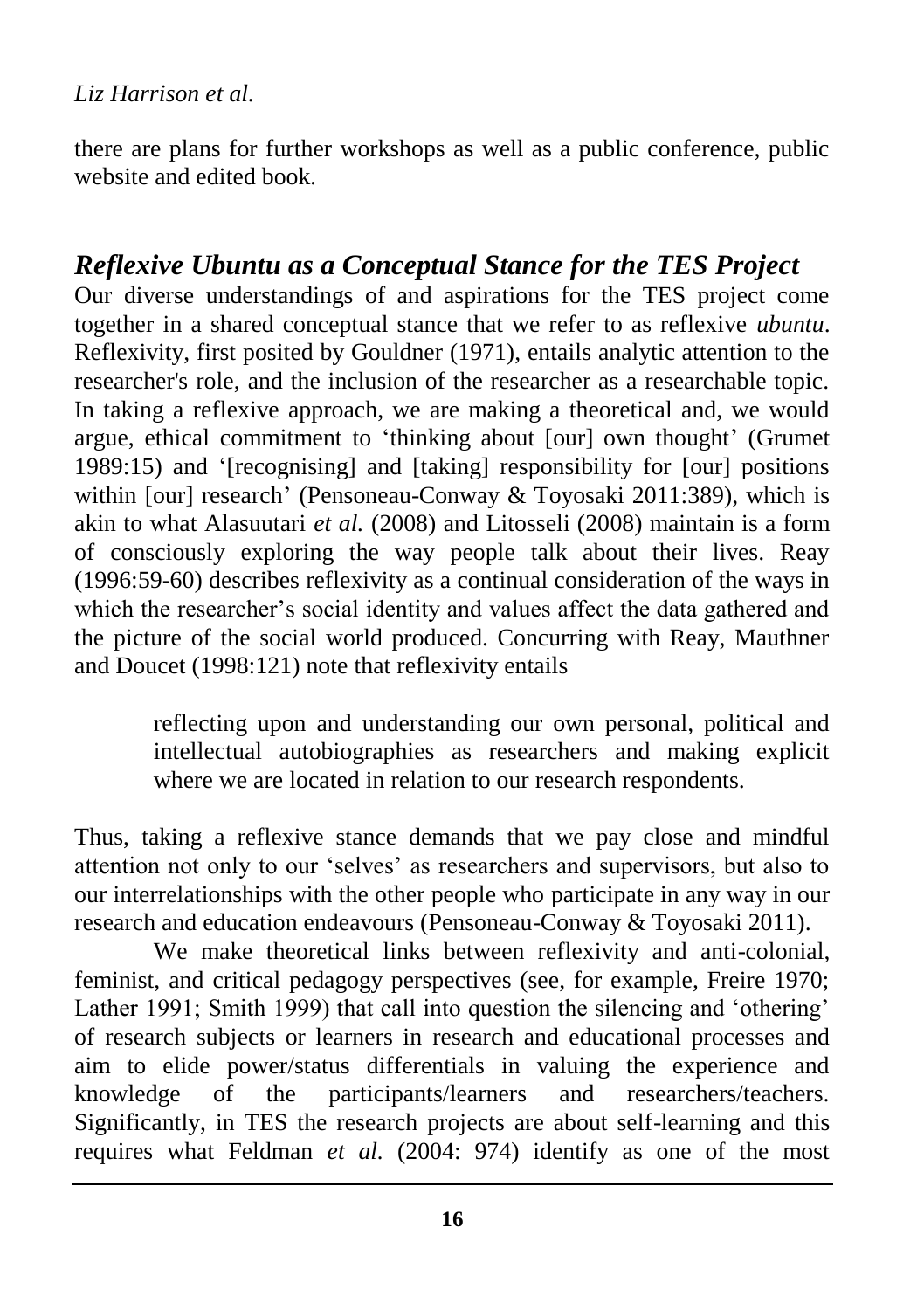there are plans for further workshops as well as a public conference, public website and edited book.

## *Reflexive Ubuntu as a Conceptual Stance for the TES Project*

Our diverse understandings of and aspirations for the TES project come together in a shared conceptual stance that we refer to as reflexive *ubuntu*. Reflexivity, first posited by Gouldner (1971), entails analytic attention to the researcher's role, and the inclusion of the researcher as a researchable topic. In taking a reflexive approach, we are making a theoretical and, we would argue, ethical commitment to 'thinking about [our] own thought' (Grumet 1989:15) and '[recognising] and [taking] responsibility for [our] positions within [our] research' (Pensoneau-Conway & Toyosaki 2011:389), which is akin to what Alasuutari *et al.* (2008) and Litosseli (2008) maintain is a form of consciously exploring the way people talk about their lives. Reay (1996:59-60) describes reflexivity as a continual consideration of the ways in which the researcher's social identity and values affect the data gathered and the picture of the social world produced. Concurring with Reay, Mauthner and Doucet (1998:121) note that reflexivity entails

> reflecting upon and understanding our own personal, political and intellectual autobiographies as researchers and making explicit where we are located in relation to our research respondents.

Thus, taking a reflexive stance demands that we pay close and mindful attention not only to our 'selves' as researchers and supervisors, but also to our interrelationships with the other people who participate in any way in our research and education endeavours (Pensoneau-Conway & Toyosaki 2011).

We make theoretical links between reflexivity and anti-colonial, feminist, and critical pedagogy perspectives (see, for example, Freire 1970; Lather 1991; Smith 1999) that call into question the silencing and 'othering' of research subjects or learners in research and educational processes and aim to elide power/status differentials in valuing the experience and knowledge of the participants/learners and researchers/teachers. Significantly, in TES the research projects are about self-learning and this requires what Feldman *et al.* (2004: 974) identify as one of the most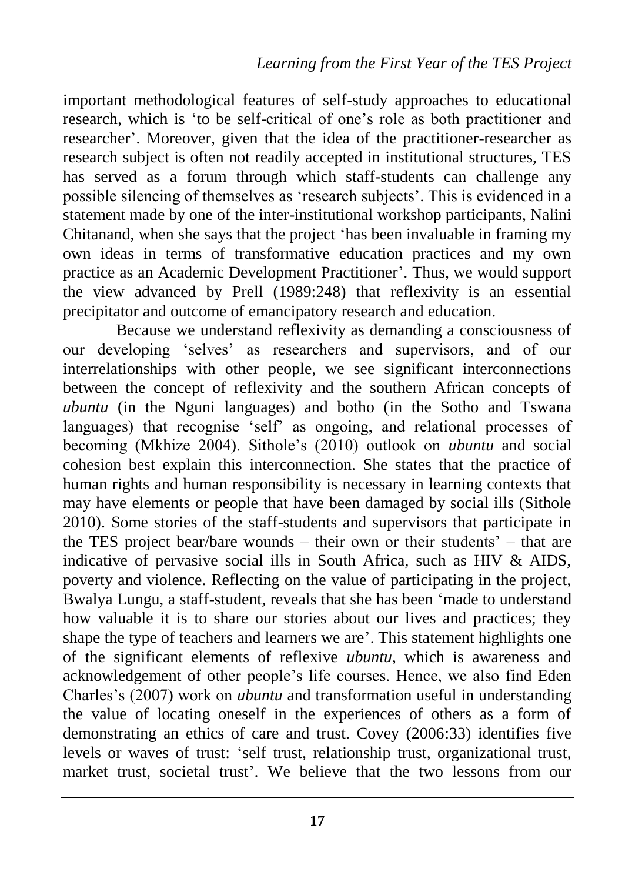important methodological features of self-study approaches to educational research, which is 'to be self-critical of one's role as both practitioner and researcher'. Moreover, given that the idea of the practitioner-researcher as research subject is often not readily accepted in institutional structures, TES has served as a forum through which staff-students can challenge any possible silencing of themselves as 'research subjects'. This is evidenced in a statement made by one of the inter-institutional workshop participants, Nalini Chitanand, when she says that the project 'has been invaluable in framing my own ideas in terms of transformative education practices and my own practice as an Academic Development Practitioner'. Thus, we would support the view advanced by Prell (1989:248) that reflexivity is an essential precipitator and outcome of emancipatory research and education.

Because we understand reflexivity as demanding a consciousness of our developing 'selves' as researchers and supervisors, and of our interrelationships with other people, we see significant interconnections between the concept of reflexivity and the southern African concepts of *ubuntu* (in the Nguni languages) and botho (in the Sotho and Tswana languages) that recognise 'self' as ongoing, and relational processes of becoming (Mkhize 2004). Sithole's (2010) outlook on *ubuntu* and social cohesion best explain this interconnection. She states that the practice of human rights and human responsibility is necessary in learning contexts that may have elements or people that have been damaged by social ills (Sithole 2010). Some stories of the staff-students and supervisors that participate in the TES project bear/bare wounds – their own or their students' – that are indicative of pervasive social ills in South Africa, such as HIV & AIDS, poverty and violence. Reflecting on the value of participating in the project, Bwalya Lungu, a staff-student, reveals that she has been 'made to understand how valuable it is to share our stories about our lives and practices; they shape the type of teachers and learners we are'. This statement highlights one of the significant elements of reflexive *ubuntu*, which is awareness and acknowledgement of other people's life courses. Hence, we also find Eden Charles's (2007) work on *ubuntu* and transformation useful in understanding the value of locating oneself in the experiences of others as a form of demonstrating an ethics of care and trust. Covey (2006:33) identifies five levels or waves of trust: 'self trust, relationship trust, organizational trust, market trust, societal trust'. We believe that the two lessons from our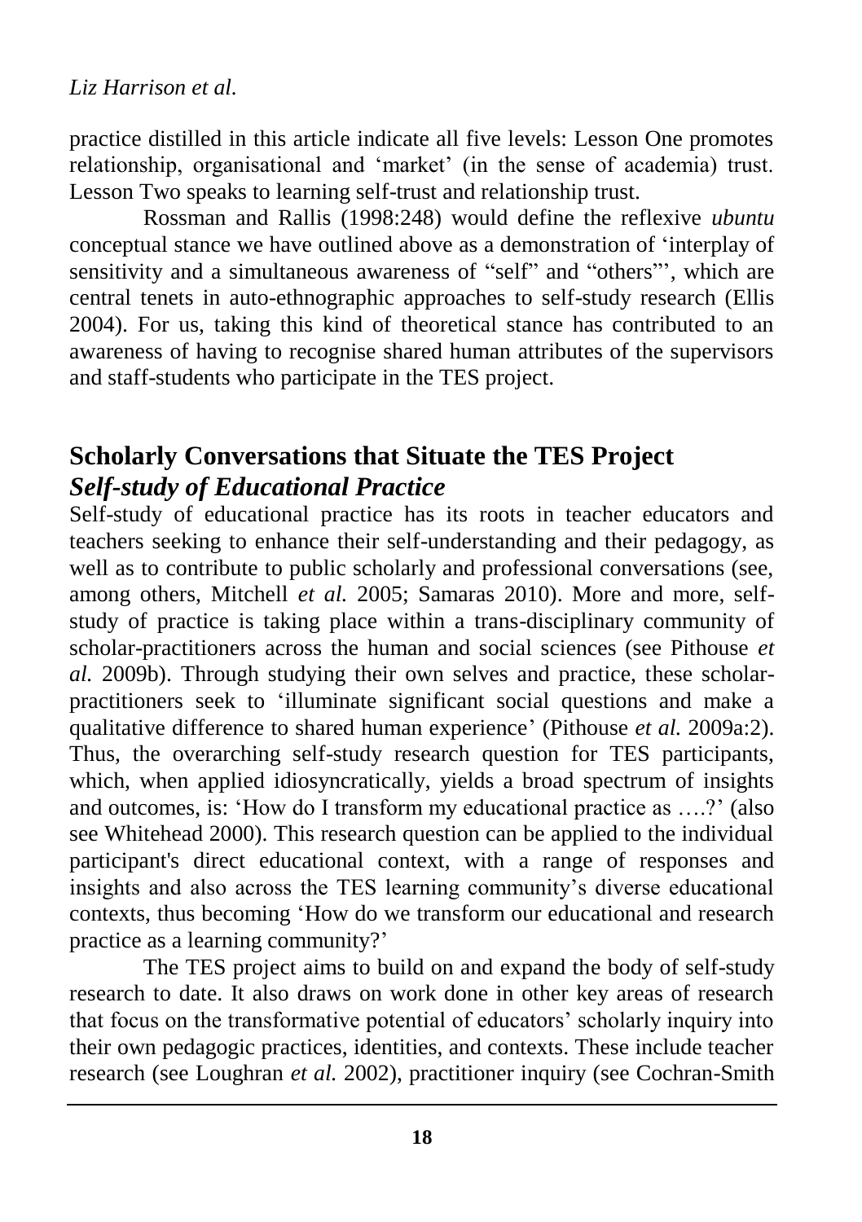practice distilled in this article indicate all five levels: Lesson One promotes relationship, organisational and 'market' (in the sense of academia) trust. Lesson Two speaks to learning self-trust and relationship trust.

Rossman and Rallis (1998:248) would define the reflexive *ubuntu* conceptual stance we have outlined above as a demonstration of 'interplay of sensitivity and a simultaneous awareness of "self" and "others"', which are central tenets in auto-ethnographic approaches to self-study research (Ellis 2004). For us, taking this kind of theoretical stance has contributed to an awareness of having to recognise shared human attributes of the supervisors and staff-students who participate in the TES project.

## Scholarly Conversations that Situate the TES Project

### *Self-study of Educational Practice*

Self-study of educational practice has its roots in teacher educators and teachers seeking to enhance their self-understanding and their pedagogy, as well as to contribute to public scholarly and professional conversations (see, among others, Mitchell *et al.* 2005; Samaras 2010). More and more, self-study of practice is taking place within a trans-disciplinary community of scholar-practitioners across the human and social sciences (see Pithouse *et al.* 2009b). Through studying their own selves and practice, these scholar-practitioners seek to 'illuminate significant social questions and make a qualitative difference to shared human experience' (Pithouse *et al.* 2009a:2). Thus, the overarching self-study research question for TES participants, which, when applied idiosyncratically, yields a broad spectrum of insights and outcomes, is: 'How do I transform my educational practice as ….?' (also see Whitehead 2000). This research question can be applied to the individual participant's direct educational context, with a range of responses and insights and also across the TES learning community's diverse educational contexts, thus becoming 'How do we transform our educational and research practice as a learning community?'

The TES project aims to build on and expand the body of self-study research to date. It also draws on work done in other key areas of research that focus on the transformative potential of educators' scholarly inquiry into their own pedagogic practices, identities, and contexts. These include teacher research (see Loughran *et al.* 2002), practitioner inquiry (see Cochran-Smith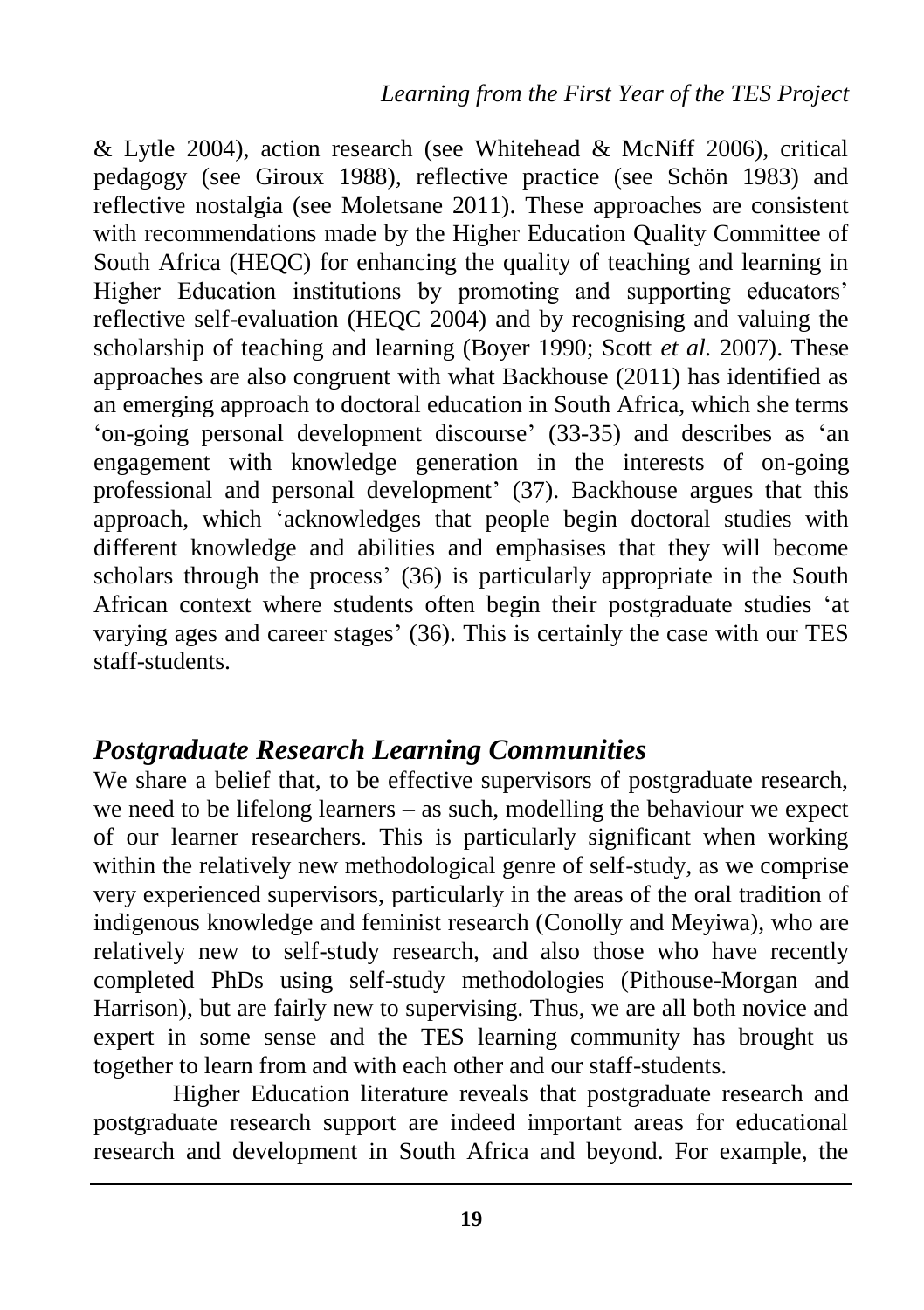& Lytle 2004), action research (see Whitehead & McNiff 2006), critical pedagogy (see Giroux 1988), reflective practice (see Schön 1983) and reflective nostalgia (see Moletsane 2011). These approaches are consistent with recommendations made by the Higher Education Quality Committee of South Africa (HEQC) for enhancing the quality of teaching and learning in Higher Education institutions by promoting and supporting educators' reflective self-evaluation (HEQC 2004) and by recognising and valuing the scholarship of teaching and learning (Boyer 1990; Scott *et al.* 2007). These approaches are also congruent with what Backhouse (2011) has identified as an emerging approach to doctoral education in South Africa, which she terms 'on-going personal development discourse' (33-35) and describes as 'an engagement with knowledge generation in the interests of on-going professional and personal development' (37). Backhouse argues that this approach, which 'acknowledges that people begin doctoral studies with different knowledge and abilities and emphasises that they will become scholars through the process' (36) is particularly appropriate in the South African context where students often begin their postgraduate studies 'at varying ages and career stages' (36). This is certainly the case with our TES staff-students.

## *Postgraduate Research Learning Communities*

We share a belief that, to be effective supervisors of postgraduate research, we need to be lifelong learners – as such, modelling the behaviour we expect of our learner researchers. This is particularly significant when working within the relatively new methodological genre of self-study, as we comprise very experienced supervisors, particularly in the areas of the oral tradition of indigenous knowledge and feminist research (Conolly and Meyiwa), who are relatively new to self-study research, and also those who have recently completed PhDs using self-study methodologies (Pithouse-Morgan and Harrison), but are fairly new to supervising. Thus, we are all both novice and expert in some sense and the TES learning community has brought us together to learn from and with each other and our staff-students.

Higher Education literature reveals that postgraduate research and postgraduate research support are indeed important areas for educational research and development in South Africa and beyond. For example, the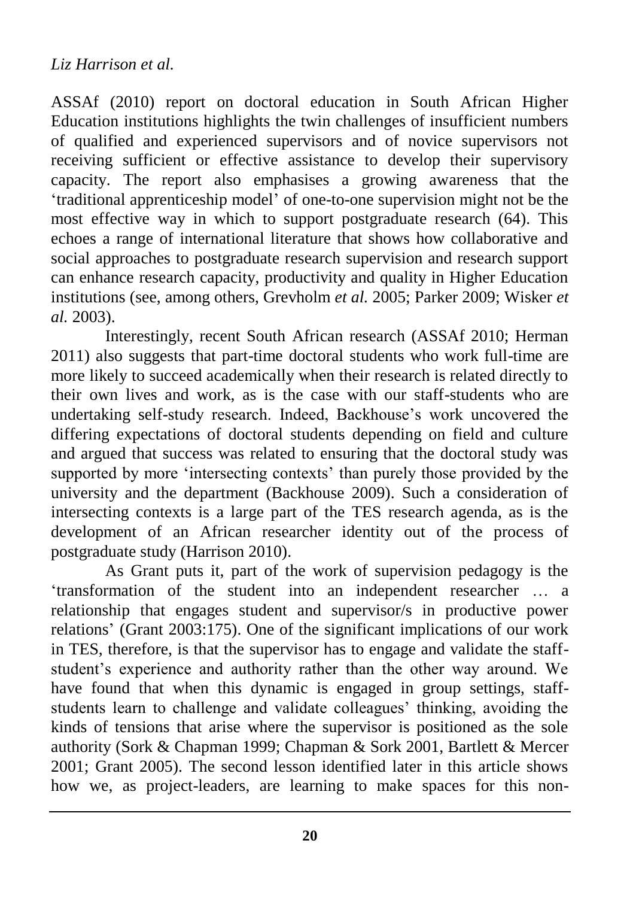ASSAf (2010) report on doctoral education in South African Higher Education institutions highlights the twin challenges of insufficient numbers of qualified and experienced supervisors and of novice supervisors not receiving sufficient or effective assistance to develop their supervisory capacity. The report also emphasises a growing awareness that the 'traditional apprenticeship model' of one-to-one supervision might not be the most effective way in which to support postgraduate research (64). This echoes a range of international literature that shows how collaborative and social approaches to postgraduate research supervision and research support can enhance research capacity, productivity and quality in Higher Education institutions (see, among others, Grevholm *et al.* 2005; Parker 2009; Wisker *et al.* 2003).

Interestingly, recent South African research (ASSAf 2010; Herman 2011) also suggests that part-time doctoral students who work full-time are more likely to succeed academically when their research is related directly to their own lives and work, as is the case with our staff-students who are undertaking self-study research. Indeed, Backhouse's work uncovered the differing expectations of doctoral students depending on field and culture and argued that success was related to ensuring that the doctoral study was supported by more 'intersecting contexts' than purely those provided by the university and the department (Backhouse 2009). Such a consideration of intersecting contexts is a large part of the TES research agenda, as is the development of an African researcher identity out of the process of postgraduate study (Harrison 2010).

As Grant puts it, part of the work of supervision pedagogy is the 'transformation of the student into an independent researcher … a relationship that engages student and supervisor/s in productive power relations' (Grant 2003:175). One of the significant implications of our work in TES, therefore, is that the supervisor has to engage and validate the staff-student's experience and authority rather than the other way around. We have found that when this dynamic is engaged in group settings, staff-students learn to challenge and validate colleagues' thinking, avoiding the kinds of tensions that arise where the supervisor is positioned as the sole authority (Sork & Chapman 1999; Chapman & Sork 2001, Bartlett & Mercer 2001; Grant 2005). The second lesson identified later in this article shows how we, as project-leaders, are learning to make spaces for this non-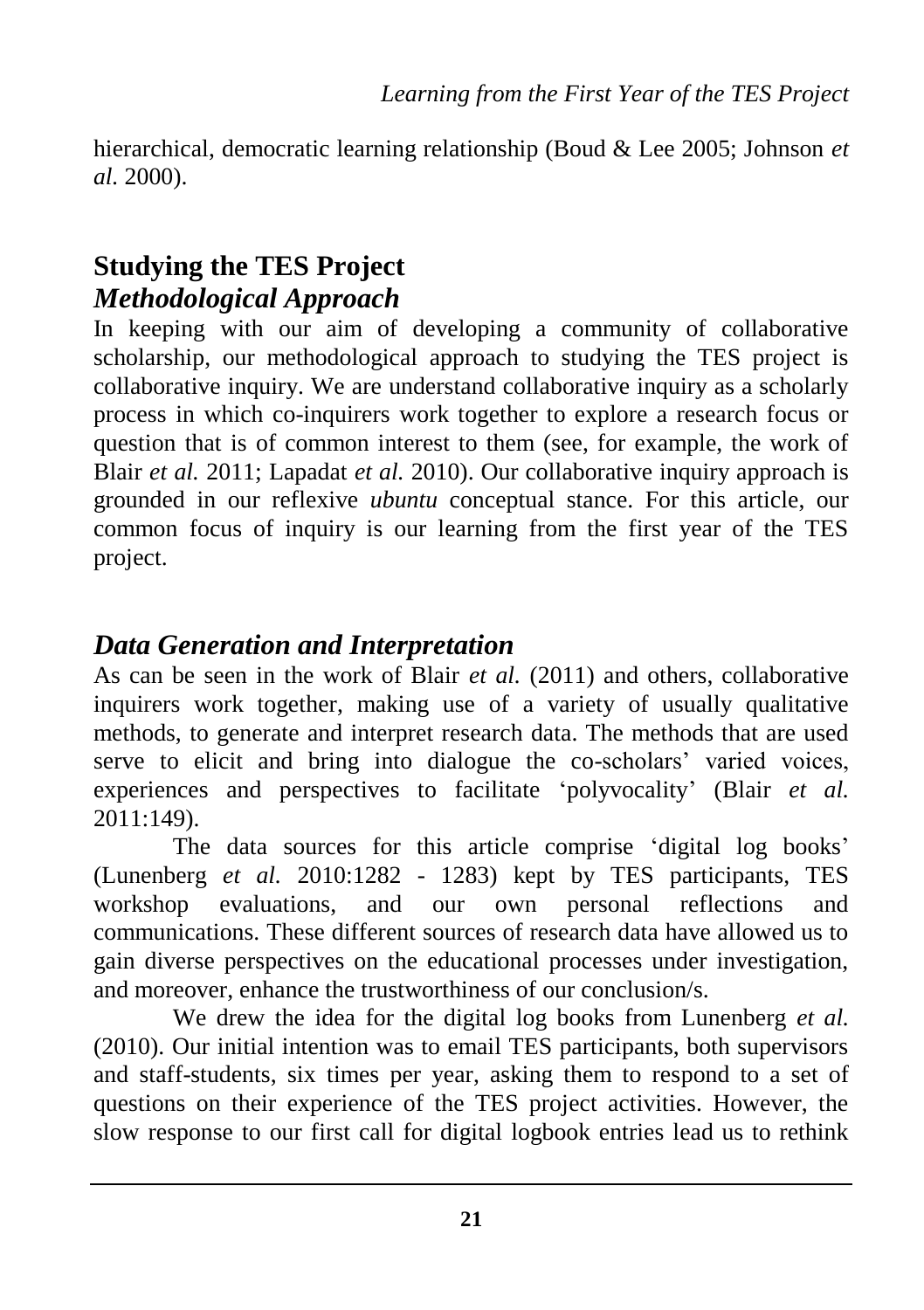hierarchical, democratic learning relationship (Boud & Lee 2005; Johnson *et al.* 2000).

## Studying the TES Project

### *Methodological Approach*

In keeping with our aim of developing a community of collaborative scholarship, our methodological approach to studying the TES project is collaborative inquiry. We are understand collaborative inquiry as a scholarly process in which co-inquirers work together to explore a research focus or question that is of common interest to them (see, for example, the work of Blair *et al.* 2011; Lapadat *et al.* 2010). Our collaborative inquiry approach is grounded in our reflexive *ubuntu* conceptual stance. For this article, our common focus of inquiry is our learning from the first year of the TES project.

### *Data Generation and Interpretation*

As can be seen in the work of Blair *et al.* (2011) and others, collaborative inquirers work together, making use of a variety of usually qualitative methods, to generate and interpret research data. The methods that are used serve to elicit and bring into dialogue the co-scholars' varied voices, experiences and perspectives to facilitate 'polyvocality' (Blair *et al.* 2011:149).

The data sources for this article comprise 'digital log books' (Lunenberg *et al.* 2010:1282 - 1283) kept by TES participants, TES workshop evaluations, and our own personal reflections and communications. These different sources of research data have allowed us to gain diverse perspectives on the educational processes under investigation, and moreover, enhance the trustworthiness of our conclusion/s.

We drew the idea for the digital log books from Lunenberg *et al.* (2010). Our initial intention was to email TES participants, both supervisors and staff-students, six times per year, asking them to respond to a set of questions on their experience of the TES project activities. However, the slow response to our first call for digital logbook entries lead us to rethink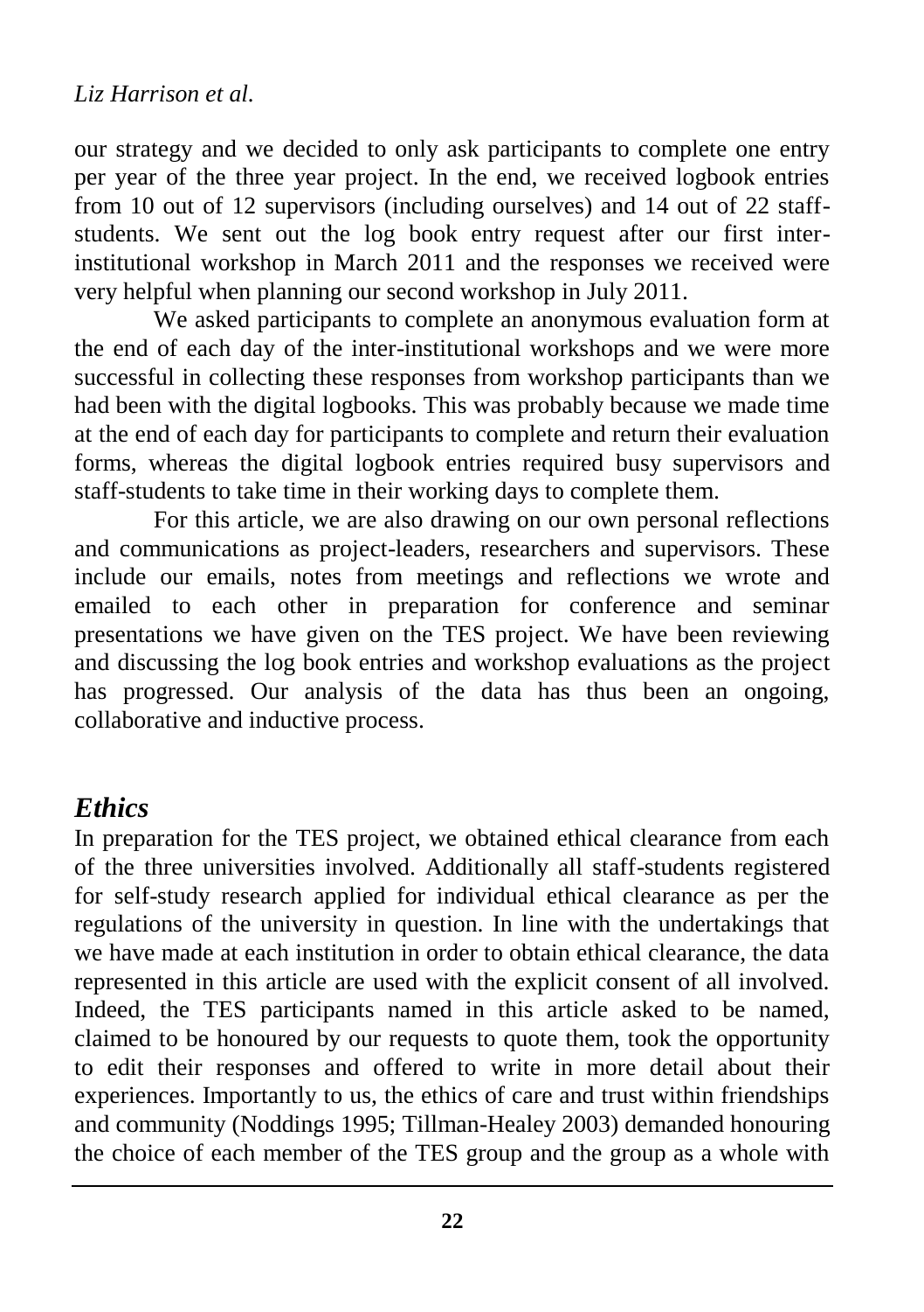our strategy and we decided to only ask participants to complete one entry per year of the three year project. In the end, we received logbook entries from 10 out of 12 supervisors (including ourselves) and 14 out of 22 staff-students. We sent out the log book entry request after our first inter-institutional workshop in March 2011 and the responses we received were very helpful when planning our second workshop in July 2011.

We asked participants to complete an anonymous evaluation form at the end of each day of the inter-institutional workshops and we were more successful in collecting these responses from workshop participants than we had been with the digital logbooks. This was probably because we made time at the end of each day for participants to complete and return their evaluation forms, whereas the digital logbook entries required busy supervisors and staff-students to take time in their working days to complete them.

For this article, we are also drawing on our own personal reflections and communications as project-leaders, researchers and supervisors. These include our emails, notes from meetings and reflections we wrote and emailed to each other in preparation for conference and seminar presentations we have given on the TES project. We have been reviewing and discussing the log book entries and workshop evaluations as the project has progressed. Our analysis of the data has thus been an ongoing, collaborative and inductive process.

## *Ethics*

In preparation for the TES project, we obtained ethical clearance from each of the three universities involved. Additionally all staff-students registered for self-study research applied for individual ethical clearance as per the regulations of the university in question. In line with the undertakings that we have made at each institution in order to obtain ethical clearance, the data represented in this article are used with the explicit consent of all involved. Indeed, the TES participants named in this article asked to be named, claimed to be honoured by our requests to quote them, took the opportunity to edit their responses and offered to write in more detail about their experiences. Importantly to us, the ethics of care and trust within friendships and community (Noddings 1995; Tillman-Healey 2003) demanded honouring the choice of each member of the TES group and the group as a whole with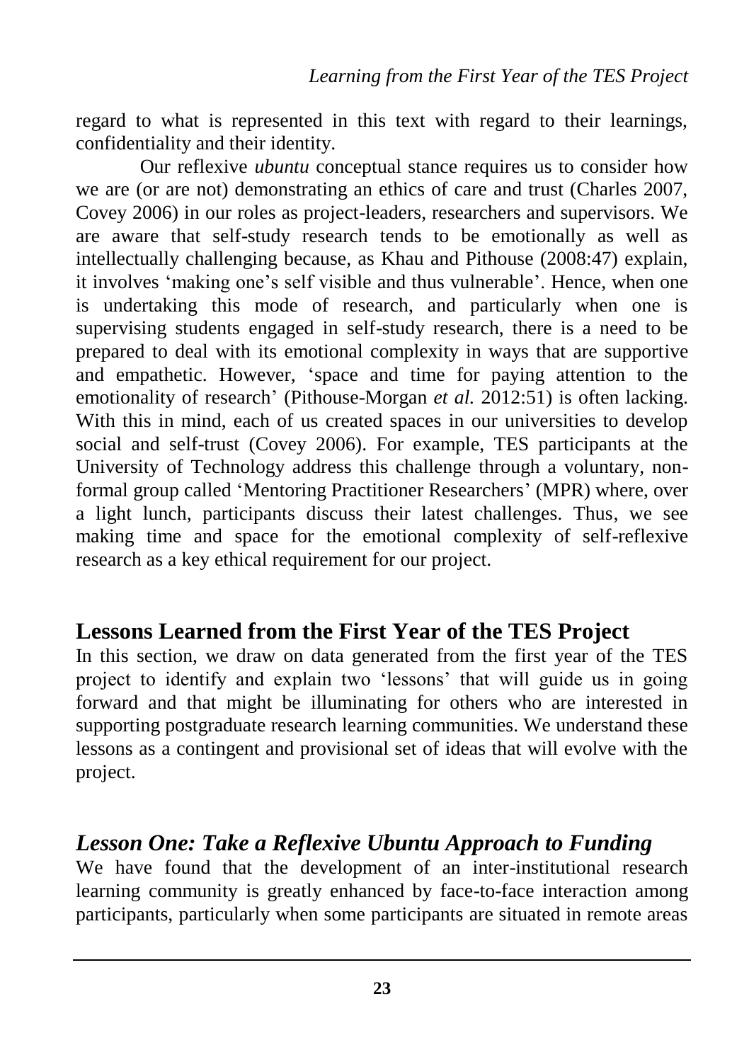regard to what is represented in this text with regard to their learnings, confidentiality and their identity.

Our reflexive *ubuntu* conceptual stance requires us to consider how we are (or are not) demonstrating an ethics of care and trust (Charles 2007, Covey 2006) in our roles as project-leaders, researchers and supervisors. We are aware that self-study research tends to be emotionally as well as intellectually challenging because, as Khau and Pithouse (2008:47) explain, it involves 'making one's self visible and thus vulnerable'. Hence, when one is undertaking this mode of research, and particularly when one is supervising students engaged in self-study research, there is a need to be prepared to deal with its emotional complexity in ways that are supportive and empathetic. However, 'space and time for paying attention to the emotionality of research' (Pithouse-Morgan *et al.* 2012:51) is often lacking. With this in mind, each of us created spaces in our universities to develop social and self-trust (Covey 2006). For example, TES participants at the University of Technology address this challenge through a voluntary, non-formal group called 'Mentoring Practitioner Researchers' (MPR) where, over a light lunch, participants discuss their latest challenges. Thus, we see making time and space for the emotional complexity of self-reflexive research as a key ethical requirement for our project.

## Lessons Learned from the First Year of the TES Project

In this section, we draw on data generated from the first year of the TES project to identify and explain two 'lessons' that will guide us in going forward and that might be illuminating for others who are interested in supporting postgraduate research learning communities. We understand these lessons as a contingent and provisional set of ideas that will evolve with the project.

### *Lesson One: Take a Reflexive Ubuntu Approach to Funding*

We have found that the development of an inter-institutional research learning community is greatly enhanced by face-to-face interaction among participants, particularly when some participants are situated in remote areas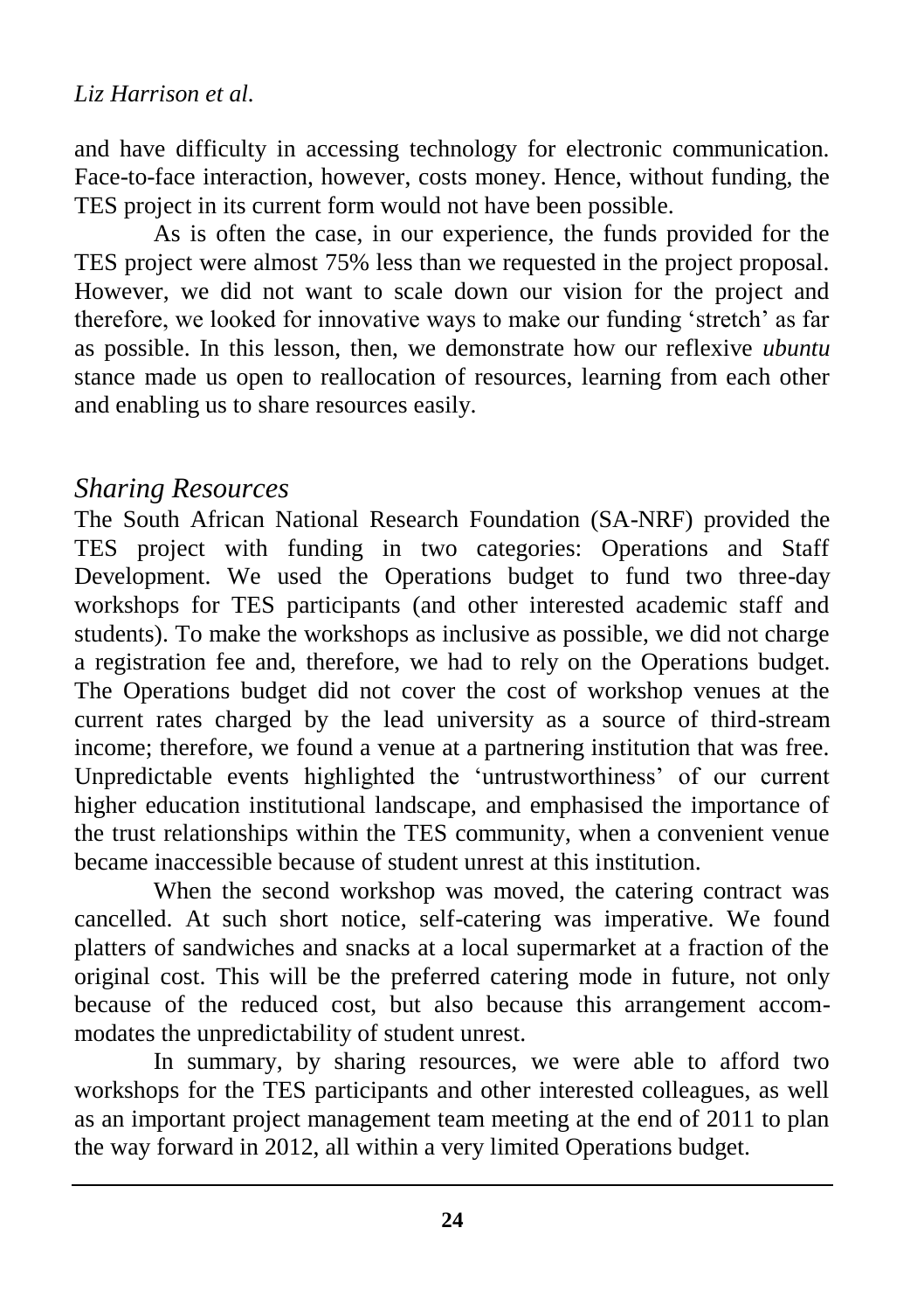and have difficulty in accessing technology for electronic communication. Face-to-face interaction, however, costs money. Hence, without funding, the TES project in its current form would not have been possible.

As is often the case, in our experience, the funds provided for the TES project were almost 75% less than we requested in the project proposal. However, we did not want to scale down our vision for the project and therefore, we looked for innovative ways to make our funding 'stretch' as far as possible. In this lesson, then, we demonstrate how our reflexive *ubuntu* stance made us open to reallocation of resources, learning from each other and enabling us to share resources easily.

## *Sharing Resources*

The South African National Research Foundation (SA-NRF) provided the TES project with funding in two categories: Operations and Staff Development. We used the Operations budget to fund two three-day workshops for TES participants (and other interested academic staff and students). To make the workshops as inclusive as possible, we did not charge a registration fee and, therefore, we had to rely on the Operations budget. The Operations budget did not cover the cost of workshop venues at the current rates charged by the lead university as a source of third-stream income; therefore, we found a venue at a partnering institution that was free. Unpredictable events highlighted the 'untrustworthiness' of our current higher education institutional landscape, and emphasised the importance of the trust relationships within the TES community, when a convenient venue became inaccessible because of student unrest at this institution.

When the second workshop was moved, the catering contract was cancelled. At such short notice, self-catering was imperative. We found platters of sandwiches and snacks at a local supermarket at a fraction of the original cost. This will be the preferred catering mode in future, not only because of the reduced cost, but also because this arrangement accommodates the unpredictability of student unrest.

In summary, by sharing resources, we were able to afford two workshops for the TES participants and other interested colleagues, as well as an important project management team meeting at the end of 2011 to plan the way forward in 2012, all within a very limited Operations budget.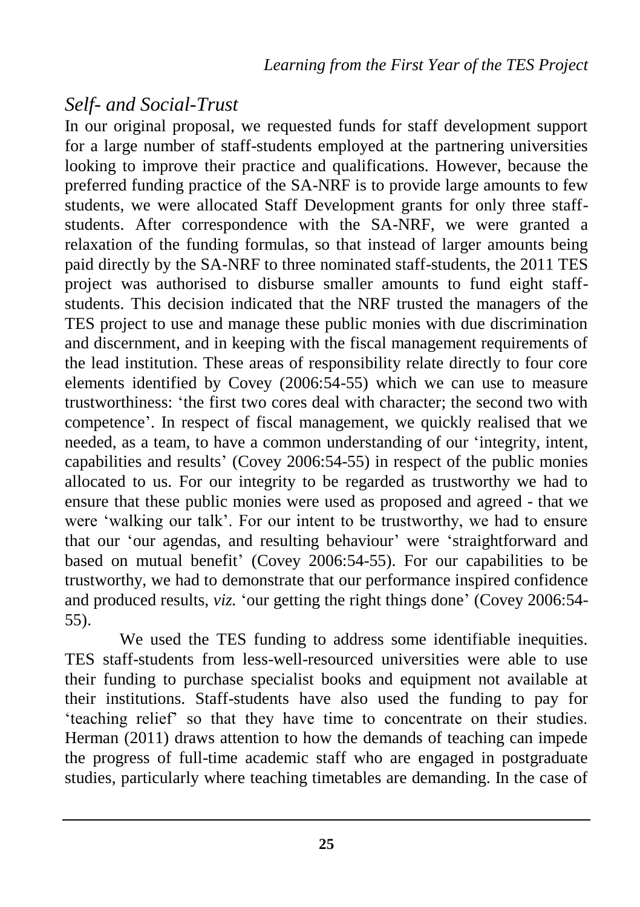## *Self- and Social-Trust*

In our original proposal, we requested funds for staff development support for a large number of staff-students employed at the partnering universities looking to improve their practice and qualifications. However, because the preferred funding practice of the SA-NRF is to provide large amounts to few students, we were allocated Staff Development grants for only three staff-students. After correspondence with the SA-NRF, we were granted a relaxation of the funding formulas, so that instead of larger amounts being paid directly by the SA-NRF to three nominated staff-students, the 2011 TES project was authorised to disburse smaller amounts to fund eight staff-students. This decision indicated that the NRF trusted the managers of the TES project to use and manage these public monies with due discrimination and discernment, and in keeping with the fiscal management requirements of the lead institution. These areas of responsibility relate directly to four core elements identified by Covey (2006:54-55) which we can use to measure trustworthiness: 'the first two cores deal with character; the second two with competence'. In respect of fiscal management, we quickly realised that we needed, as a team, to have a common understanding of our 'integrity, intent, capabilities and results' (Covey 2006:54-55) in respect of the public monies allocated to us. For our integrity to be regarded as trustworthy we had to ensure that these public monies were used as proposed and agreed - that we were 'walking our talk'. For our intent to be trustworthy, we had to ensure that our 'our agendas, and resulting behaviour' were 'straightforward and based on mutual benefit' (Covey 2006:54-55). For our capabilities to be trustworthy, we had to demonstrate that our performance inspired confidence and produced results, *viz.* 'our getting the right things done' (Covey 2006:54-55).

We used the TES funding to address some identifiable inequities. TES staff-students from less-well-resourced universities were able to use their funding to purchase specialist books and equipment not available at their institutions. Staff-students have also used the funding to pay for 'teaching relief' so that they have time to concentrate on their studies. Herman (2011) draws attention to how the demands of teaching can impede the progress of full-time academic staff who are engaged in postgraduate studies, particularly where teaching timetables are demanding. In the case of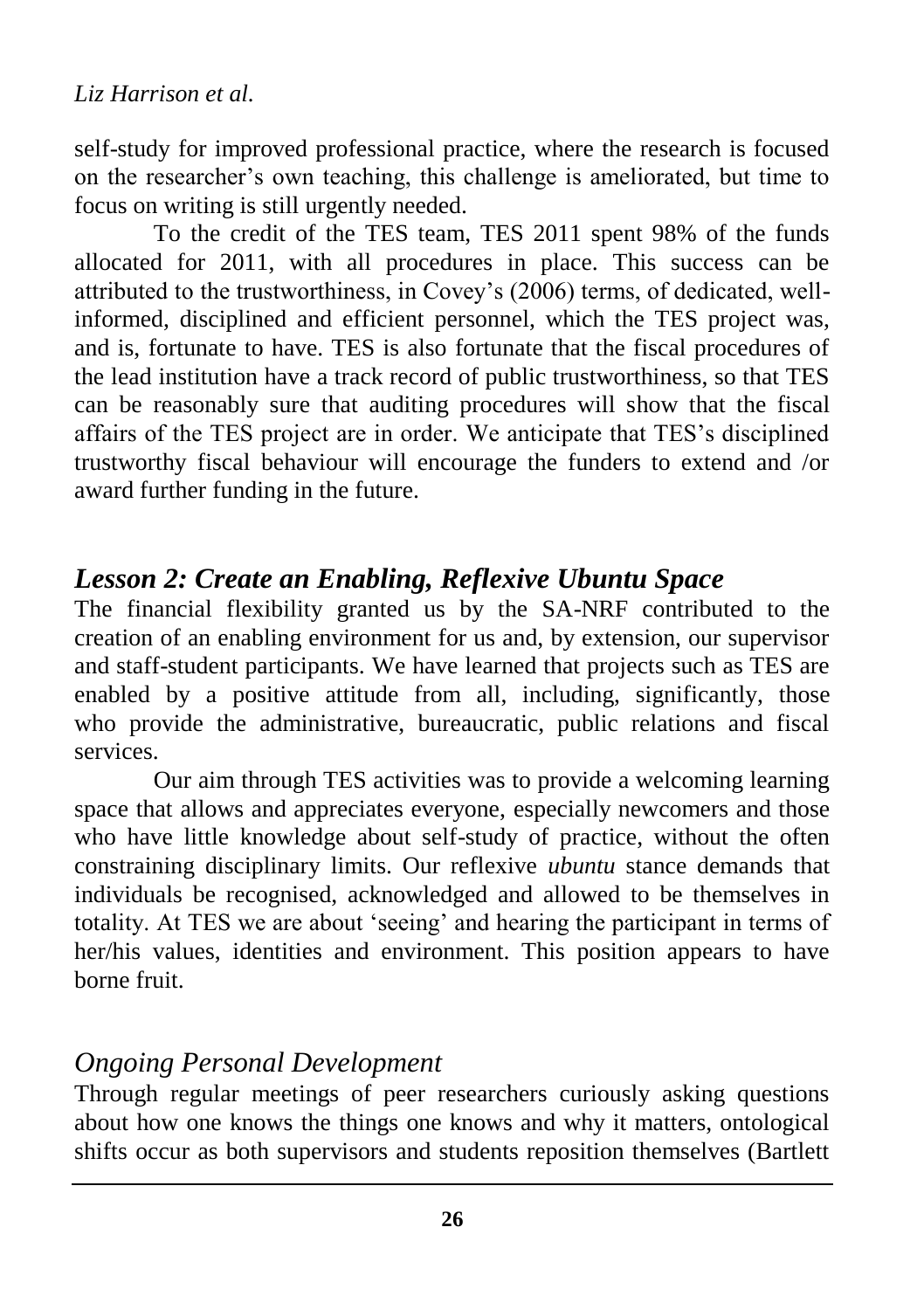self-study for improved professional practice, where the research is focused on the researcher's own teaching, this challenge is ameliorated, but time to focus on writing is still urgently needed.

To the credit of the TES team, TES 2011 spent 98% of the funds allocated for 2011, with all procedures in place. This success can be attributed to the trustworthiness, in Covey's (2006) terms, of dedicated, well-informed, disciplined and efficient personnel, which the TES project was, and is, fortunate to have. TES is also fortunate that the fiscal procedures of the lead institution have a track record of public trustworthiness, so that TES can be reasonably sure that auditing procedures will show that the fiscal affairs of the TES project are in order. We anticipate that TES's disciplined trustworthy fiscal behaviour will encourage the funders to extend and /or award further funding in the future.

## *Lesson 2: Create an Enabling, Reflexive Ubuntu Space*

The financial flexibility granted us by the SA-NRF contributed to the creation of an enabling environment for us and, by extension, our supervisor and staff-student participants. We have learned that projects such as TES are enabled by a positive attitude from all, including, significantly, those who provide the administrative, bureaucratic, public relations and fiscal services.

Our aim through TES activities was to provide a welcoming learning space that allows and appreciates everyone, especially newcomers and those who have little knowledge about self-study of practice, without the often constraining disciplinary limits. Our reflexive *ubuntu* stance demands that individuals be recognised, acknowledged and allowed to be themselves in totality. At TES we are about 'seeing' and hearing the participant in terms of her/his values, identities and environment. This position appears to have borne fruit.

### *Ongoing Personal Development*

Through regular meetings of peer researchers curiously asking questions about how one knows the things one knows and why it matters, ontological shifts occur as both supervisors and students reposition themselves (Bartlett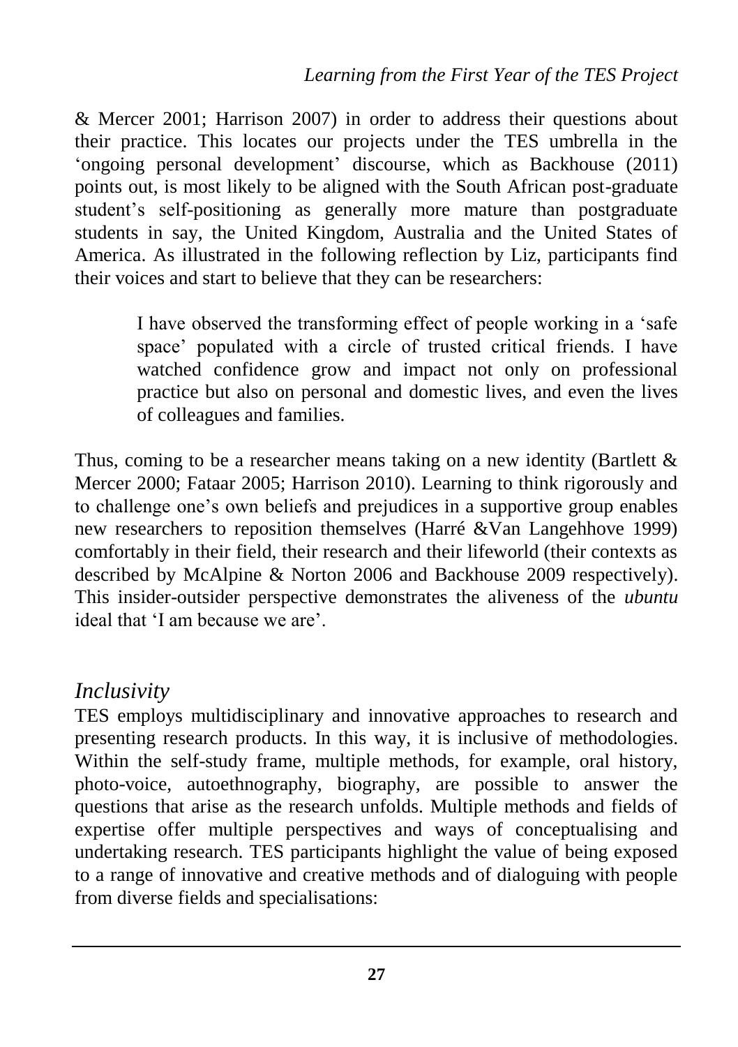& Mercer 2001; Harrison 2007) in order to address their questions about their practice. This locates our projects under the TES umbrella in the 'ongoing personal development' discourse, which as Backhouse (2011) points out, is most likely to be aligned with the South African post-graduate student's self-positioning as generally more mature than postgraduate students in say, the United Kingdom, Australia and the United States of America. As illustrated in the following reflection by Liz, participants find their voices and start to believe that they can be researchers:

> I have observed the transforming effect of people working in a 'safe space' populated with a circle of trusted critical friends. I have watched confidence grow and impact not only on professional practice but also on personal and domestic lives, and even the lives of colleagues and families.

Thus, coming to be a researcher means taking on a new identity (Bartlett & Mercer 2000; Fataar 2005; Harrison 2010). Learning to think rigorously and to challenge one's own beliefs and prejudices in a supportive group enables new researchers to reposition themselves (Harré &Van Langehhove 1999) comfortably in their field, their research and their lifeworld (their contexts as described by McAlpine & Norton 2006 and Backhouse 2009 respectively). This insider-outsider perspective demonstrates the aliveness of the *ubuntu* ideal that 'I am because we are'.

## *Inclusivity*

TES employs multidisciplinary and innovative approaches to research and presenting research products. In this way, it is inclusive of methodologies. Within the self-study frame, multiple methods, for example, oral history, photo-voice, autoethnography, biography, are possible to answer the questions that arise as the research unfolds. Multiple methods and fields of expertise offer multiple perspectives and ways of conceptualising and undertaking research. TES participants highlight the value of being exposed to a range of innovative and creative methods and of dialoguing with people from diverse fields and specialisations: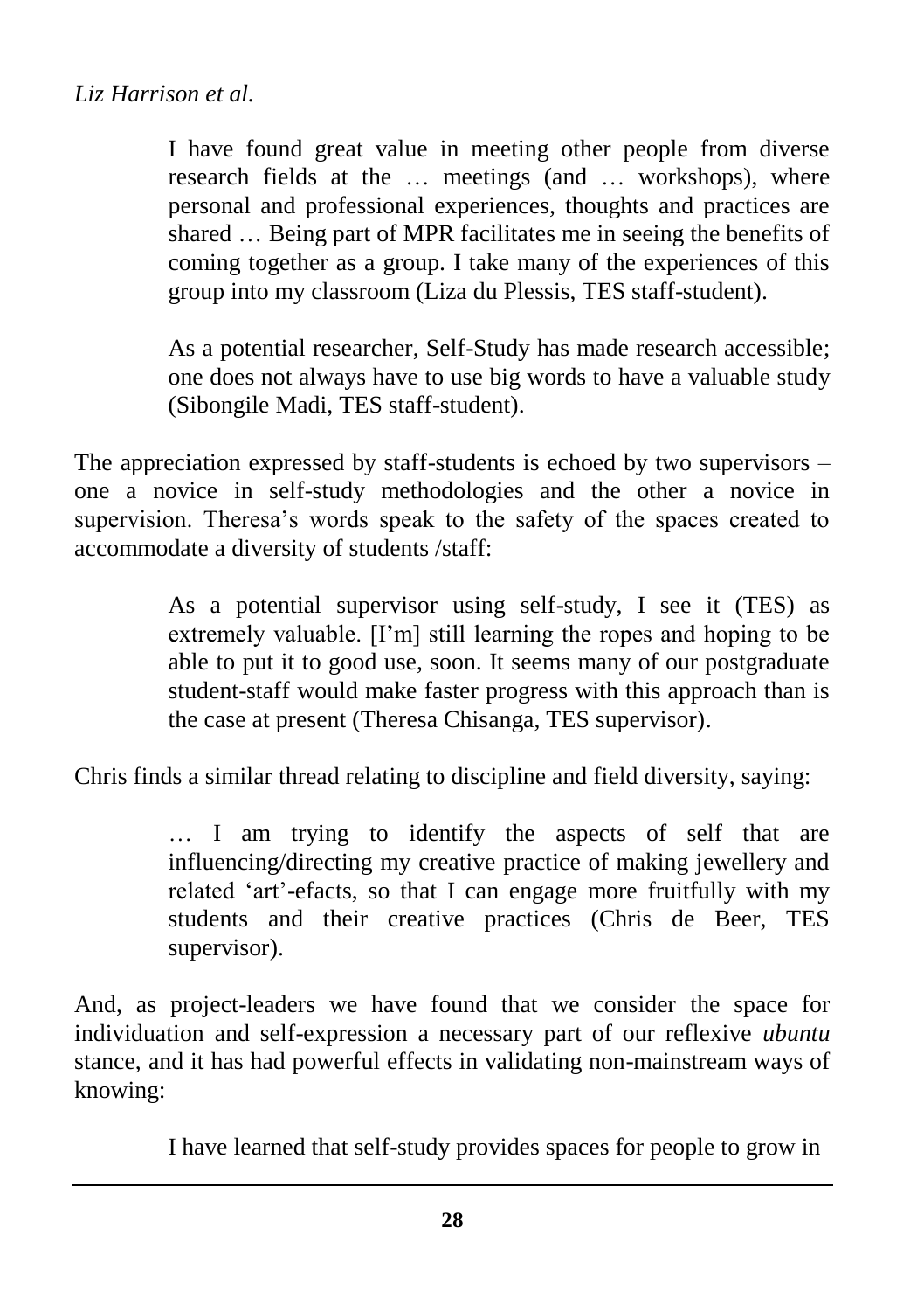> I have found great value in meeting other people from diverse research fields at the … meetings (and … workshops), where personal and professional experiences, thoughts and practices are shared … Being part of MPR facilitates me in seeing the benefits of coming together as a group. I take many of the experiences of this group into my classroom (Liza du Plessis, TES staff-student).

> As a potential researcher, Self-Study has made research accessible; one does not always have to use big words to have a valuable study (Sibongile Madi, TES staff-student).

The appreciation expressed by staff-students is echoed by two supervisors – one a novice in self-study methodologies and the other a novice in supervision. Theresa's words speak to the safety of the spaces created to accommodate a diversity of students /staff:

> As a potential supervisor using self-study, I see it (TES) as extremely valuable. [I'm] still learning the ropes and hoping to be able to put it to good use, soon. It seems many of our postgraduate student-staff would make faster progress with this approach than is the case at present (Theresa Chisanga, TES supervisor).

Chris finds a similar thread relating to discipline and field diversity, saying:

> … I am trying to identify the aspects of self that are influencing/directing my creative practice of making jewellery and related 'art'-efacts, so that I can engage more fruitfully with my students and their creative practices (Chris de Beer, TES supervisor).

And, as project-leaders we have found that we consider the space for individuation and self-expression a necessary part of our reflexive *ubuntu* stance, and it has had powerful effects in validating non-mainstream ways of knowing:

> I have learned that self-study provides spaces for people to grow in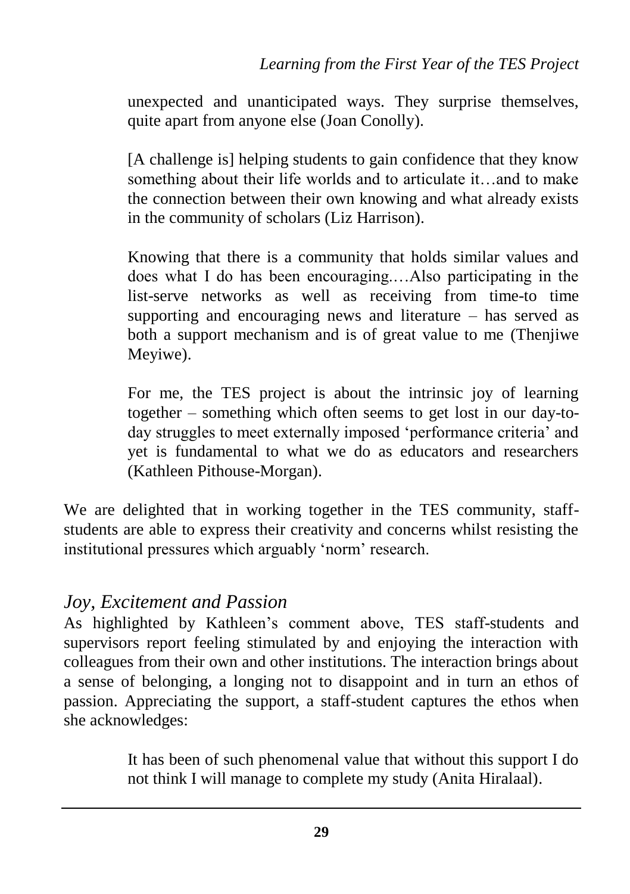unexpected and unanticipated ways. They surprise themselves, quite apart from anyone else (Joan Conolly).

> [A challenge is] helping students to gain confidence that they know something about their life worlds and to articulate it…and to make the connection between their own knowing and what already exists in the community of scholars (Liz Harrison).

> Knowing that there is a community that holds similar values and does what I do has been encouraging.…Also participating in the list-serve networks as well as receiving from time-to time supporting and encouraging news and literature – has served as both a support mechanism and is of great value to me (Thenjiwe Meyiwe).

> For me, the TES project is about the intrinsic joy of learning together – something which often seems to get lost in our day-to-day struggles to meet externally imposed 'performance criteria' and yet is fundamental to what we do as educators and researchers (Kathleen Pithouse-Morgan).

We are delighted that in working together in the TES community, staff-students are able to express their creativity and concerns whilst resisting the institutional pressures which arguably 'norm' research.

## *Joy, Excitement and Passion*

As highlighted by Kathleen's comment above, TES staff-students and supervisors report feeling stimulated by and enjoying the interaction with colleagues from their own and other institutions. The interaction brings about a sense of belonging, a longing not to disappoint and in turn an ethos of passion. Appreciating the support, a staff-student captures the ethos when she acknowledges:

> It has been of such phenomenal value that without this support I do not think I will manage to complete my study (Anita Hiralaal).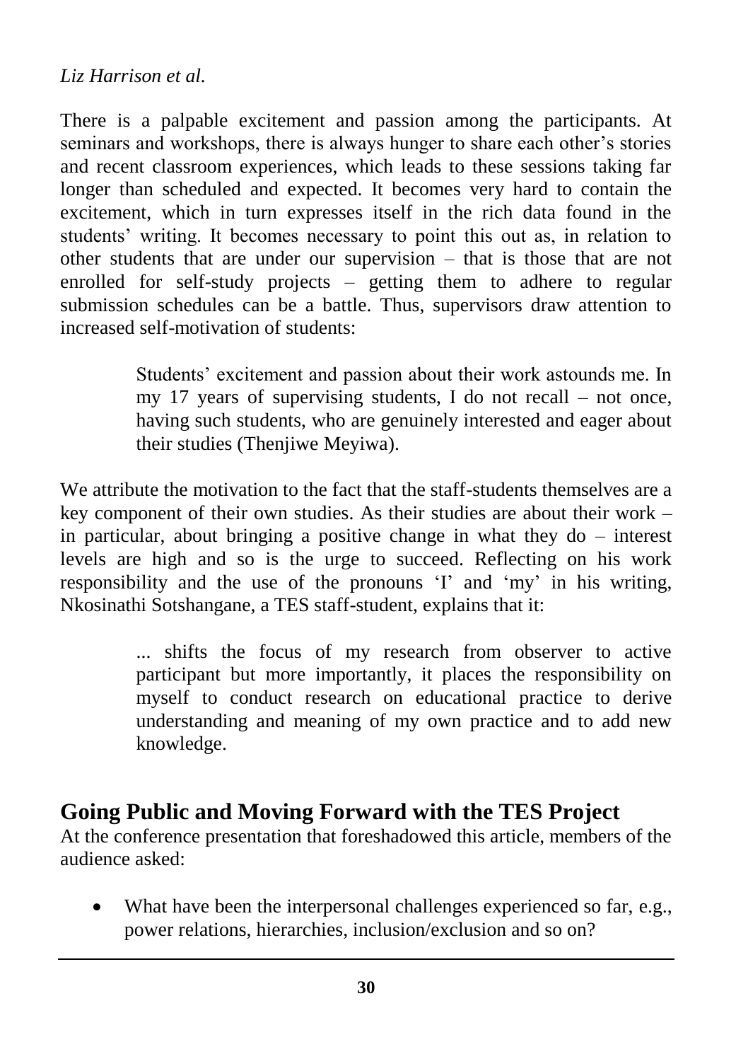There is a palpable excitement and passion among the participants. At seminars and workshops, there is always hunger to share each other's stories and recent classroom experiences, which leads to these sessions taking far longer than scheduled and expected. It becomes very hard to contain the excitement, which in turn expresses itself in the rich data found in the students' writing. It becomes necessary to point this out as, in relation to other students that are under our supervision – that is those that are not enrolled for self-study projects – getting them to adhere to regular submission schedules can be a battle. Thus, supervisors draw attention to increased self-motivation of students:

> Students' excitement and passion about their work astounds me. In my 17 years of supervising students, I do not recall – not once, having such students, who are genuinely interested and eager about their studies (Thenjiwe Meyiwa).

We attribute the motivation to the fact that the staff-students themselves are a key component of their own studies. As their studies are about their work – in particular, about bringing a positive change in what they do – interest levels are high and so is the urge to succeed. Reflecting on his work responsibility and the use of the pronouns 'I' and 'my' in his writing, Nkosinathi Sotshangane, a TES staff-student, explains that it:

> ... shifts the focus of my research from observer to active participant but more importantly, it places the responsibility on myself to conduct research on educational practice to derive understanding and meaning of my own practice and to add new knowledge.

## Going Public and Moving Forward with the TES Project

At the conference presentation that foreshadowed this article, members of the audience asked:

- What have been the interpersonal challenges experienced so far, e.g., power relations, hierarchies, inclusion/exclusion and so on?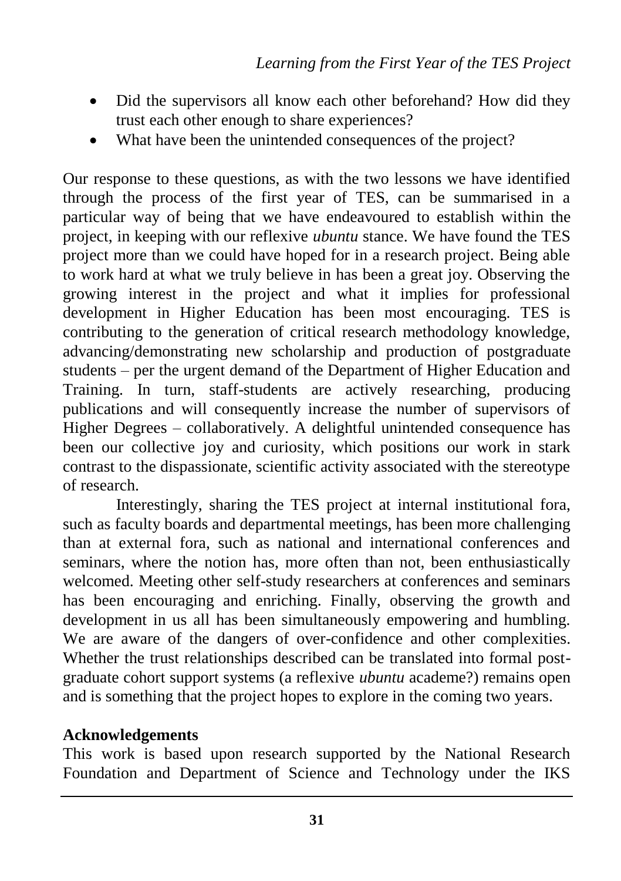- Did the supervisors all know each other beforehand? How did they trust each other enough to share experiences?
- What have been the unintended consequences of the project?

Our response to these questions, as with the two lessons we have identified through the process of the first year of TES, can be summarised in a particular way of being that we have endeavoured to establish within the project, in keeping with our reflexive *ubuntu* stance. We have found the TES project more than we could have hoped for in a research project. Being able to work hard at what we truly believe in has been a great joy. Observing the growing interest in the project and what it implies for professional development in Higher Education has been most encouraging. TES is contributing to the generation of critical research methodology knowledge, advancing/demonstrating new scholarship and production of postgraduate students – per the urgent demand of the Department of Higher Education and Training. In turn, staff-students are actively researching, producing publications and will consequently increase the number of supervisors of Higher Degrees – collaboratively. A delightful unintended consequence has been our collective joy and curiosity, which positions our work in stark contrast to the dispassionate, scientific activity associated with the stereotype of research.

Interestingly, sharing the TES project at internal institutional fora, such as faculty boards and departmental meetings, has been more challenging than at external fora, such as national and international conferences and seminars, where the notion has, more often than not, been enthusiastically welcomed. Meeting other self-study researchers at conferences and seminars has been encouraging and enriching. Finally, observing the growth and development in us all has been simultaneously empowering and humbling. We are aware of the dangers of over-confidence and other complexities. Whether the trust relationships described can be translated into formal post-graduate cohort support systems (a reflexive *ubuntu* academe?) remains open and is something that the project hopes to explore in the coming two years.

**Acknowledgements**

This work is based upon research supported by the National Research Foundation and Department of Science and Technology under the IKS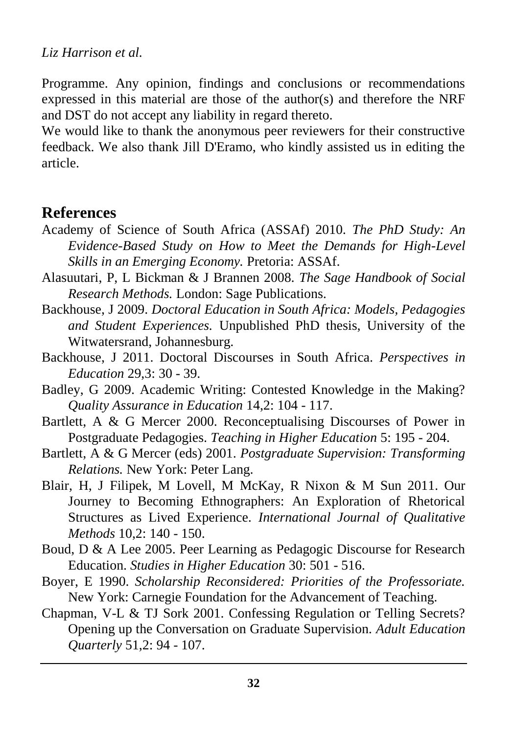Programme. Any opinion, findings and conclusions or recommendations expressed in this material are those of the author(s) and therefore the NRF and DST do not accept any liability in regard thereto.

We would like to thank the anonymous peer reviewers for their constructive feedback. We also thank Jill D'Eramo, who kindly assisted us in editing the article.

## References

Academy of Science of South Africa (ASSAf) 2010. *The PhD Study: An Evidence-Based Study on How to Meet the Demands for High-Level Skills in an Emerging Economy.* Pretoria: ASSAf.

Alasuutari, P, L Bickman & J Brannen 2008. *The Sage Handbook of Social Research Methods.* London: Sage Publications.

Backhouse, J 2009. *Doctoral Education in South Africa: Models, Pedagogies and Student Experiences.* Unpublished PhD thesis, University of the Witwatersrand, Johannesburg.

Backhouse, J 2011. Doctoral Discourses in South Africa. *Perspectives in Education* 29,3: 30 - 39.

Badley, G 2009. Academic Writing: Contested Knowledge in the Making? *Quality Assurance in Education* 14,2: 104 - 117.

Bartlett, A & G Mercer 2000. Reconceptualising Discourses of Power in Postgraduate Pedagogies. *Teaching in Higher Education* 5: 195 - 204.

Bartlett, A & G Mercer (eds) 2001. *Postgraduate Supervision: Transforming Relations.* New York: Peter Lang.

Blair, H, J Filipek, M Lovell, M McKay, R Nixon & M Sun 2011. Our Journey to Becoming Ethnographers: An Exploration of Rhetorical Structures as Lived Experience. *International Journal of Qualitative Methods* 10,2: 140 - 150.

Boud, D & A Lee 2005. Peer Learning as Pedagogic Discourse for Research Education. *Studies in Higher Education* 30: 501 - 516.

Boyer, E 1990. *Scholarship Reconsidered: Priorities of the Professoriate.* New York: Carnegie Foundation for the Advancement of Teaching.

Chapman, V-L & TJ Sork 2001. Confessing Regulation or Telling Secrets? Opening up the Conversation on Graduate Supervision. *Adult Education Quarterly* 51,2: 94 - 107.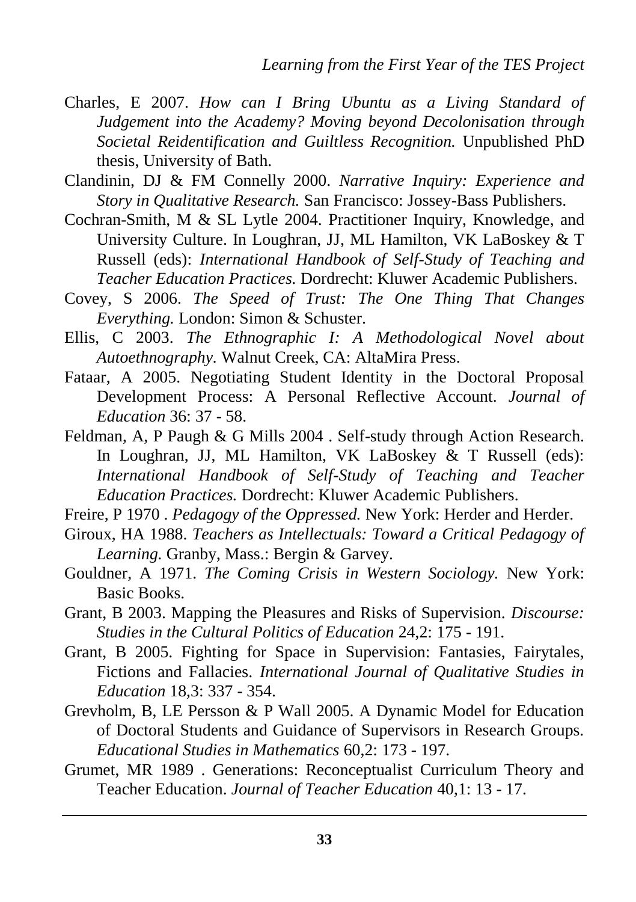Charles, E 2007. *How can I Bring Ubuntu as a Living Standard of Judgement into the Academy? Moving beyond Decolonisation through Societal Reidentification and Guiltless Recognition.* Unpublished PhD thesis, University of Bath.

Clandinin, DJ & FM Connelly 2000. *Narrative Inquiry: Experience and Story in Qualitative Research.* San Francisco: Jossey-Bass Publishers.

Cochran-Smith, M & SL Lytle 2004. Practitioner Inquiry, Knowledge, and University Culture. In Loughran, JJ, ML Hamilton, VK LaBoskey & T Russell (eds): *International Handbook of Self-Study of Teaching and Teacher Education Practices.* Dordrecht: Kluwer Academic Publishers.

Covey, S 2006. *The Speed of Trust: The One Thing That Changes Everything.* London: Simon & Schuster.

Ellis, C 2003. *The Ethnographic I: A Methodological Novel about Autoethnography.* Walnut Creek, CA: AltaMira Press.

Fataar, A 2005. Negotiating Student Identity in the Doctoral Proposal Development Process: A Personal Reflective Account. *Journal of Education* 36: 37 - 58.

Feldman, A, P Paugh & G Mills 2004 . Self-study through Action Research. In Loughran, JJ, ML Hamilton, VK LaBoskey & T Russell (eds): *International Handbook of Self-Study of Teaching and Teacher Education Practices.* Dordrecht: Kluwer Academic Publishers.

Freire, P 1970 . *Pedagogy of the Oppressed.* New York: Herder and Herder.

Giroux, HA 1988. *Teachers as Intellectuals: Toward a Critical Pedagogy of Learning.* Granby, Mass.: Bergin & Garvey.

Gouldner, A 1971. *The Coming Crisis in Western Sociology.* New York: Basic Books.

Grant, B 2003. Mapping the Pleasures and Risks of Supervision. *Discourse: Studies in the Cultural Politics of Education* 24,2: 175 - 191.

Grant, B 2005. Fighting for Space in Supervision: Fantasies, Fairytales, Fictions and Fallacies. *International Journal of Qualitative Studies in Education* 18,3: 337 - 354.

Grevholm, B, LE Persson & P Wall 2005. A Dynamic Model for Education of Doctoral Students and Guidance of Supervisors in Research Groups. *Educational Studies in Mathematics* 60,2: 173 - 197.

Grumet, MR 1989 . Generations: Reconceptualist Curriculum Theory and Teacher Education. *Journal of Teacher Education* 40,1: 13 - 17.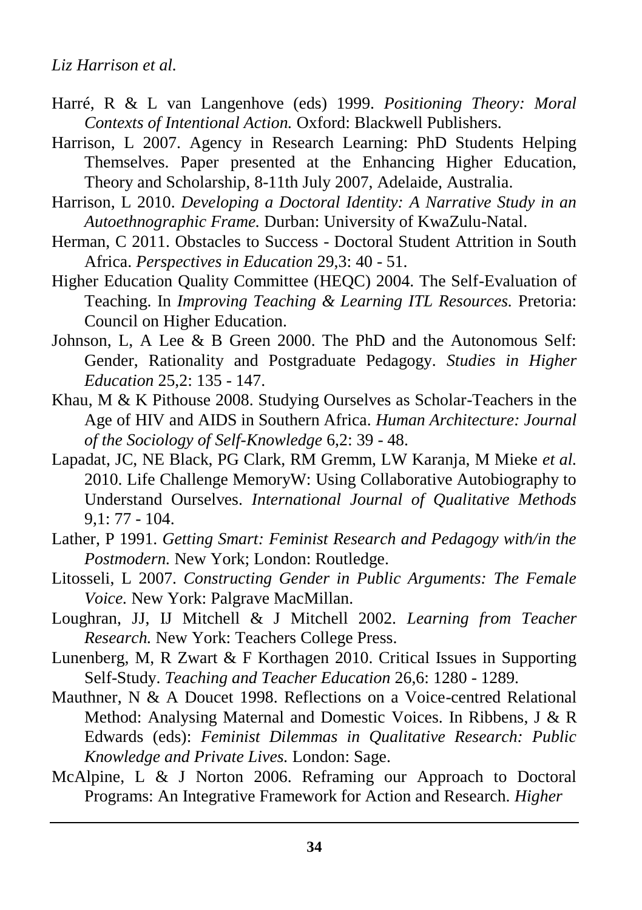Harré, R & L van Langenhove (eds) 1999. *Positioning Theory: Moral Contexts of Intentional Action.* Oxford: Blackwell Publishers.

Harrison, L 2007. Agency in Research Learning: PhD Students Helping Themselves. Paper presented at the Enhancing Higher Education, Theory and Scholarship, 8-11th July 2007, Adelaide, Australia.

Harrison, L 2010. *Developing a Doctoral Identity: A Narrative Study in an Autoethnographic Frame.* Durban: University of KwaZulu-Natal.

Herman, C 2011. Obstacles to Success - Doctoral Student Attrition in South Africa. *Perspectives in Education* 29,3: 40 - 51.

Higher Education Quality Committee (HEQC) 2004. The Self-Evaluation of Teaching. In *Improving Teaching & Learning ITL Resources.* Pretoria: Council on Higher Education.

Johnson, L, A Lee & B Green 2000. The PhD and the Autonomous Self: Gender, Rationality and Postgraduate Pedagogy. *Studies in Higher Education* 25,2: 135 - 147.

Khau, M & K Pithouse 2008. Studying Ourselves as Scholar-Teachers in the Age of HIV and AIDS in Southern Africa. *Human Architecture: Journal of the Sociology of Self-Knowledge* 6,2: 39 - 48.

Lapadat, JC, NE Black, PG Clark, RM Gremm, LW Karanja, M Mieke *et al.* 2010. Life Challenge MemoryW: Using Collaborative Autobiography to Understand Ourselves. *International Journal of Qualitative Methods* 9,1: 77 - 104.

Lather, P 1991. *Getting Smart: Feminist Research and Pedagogy with/in the Postmodern.* New York; London: Routledge.

Litosseli, L 2007. *Constructing Gender in Public Arguments: The Female Voice.* New York: Palgrave MacMillan.

Loughran, JJ, IJ Mitchell & J Mitchell 2002. *Learning from Teacher Research.* New York: Teachers College Press.

Lunenberg, M, R Zwart & F Korthagen 2010. Critical Issues in Supporting Self-Study. *Teaching and Teacher Education* 26,6: 1280 - 1289.

Mauthner, N & A Doucet 1998. Reflections on a Voice-centred Relational Method: Analysing Maternal and Domestic Voices. In Ribbens, J & R Edwards (eds): *Feminist Dilemmas in Qualitative Research: Public Knowledge and Private Lives.* London: Sage.

McAlpine, L & J Norton 2006. Reframing our Approach to Doctoral Programs: An Integrative Framework for Action and Research. *Higher*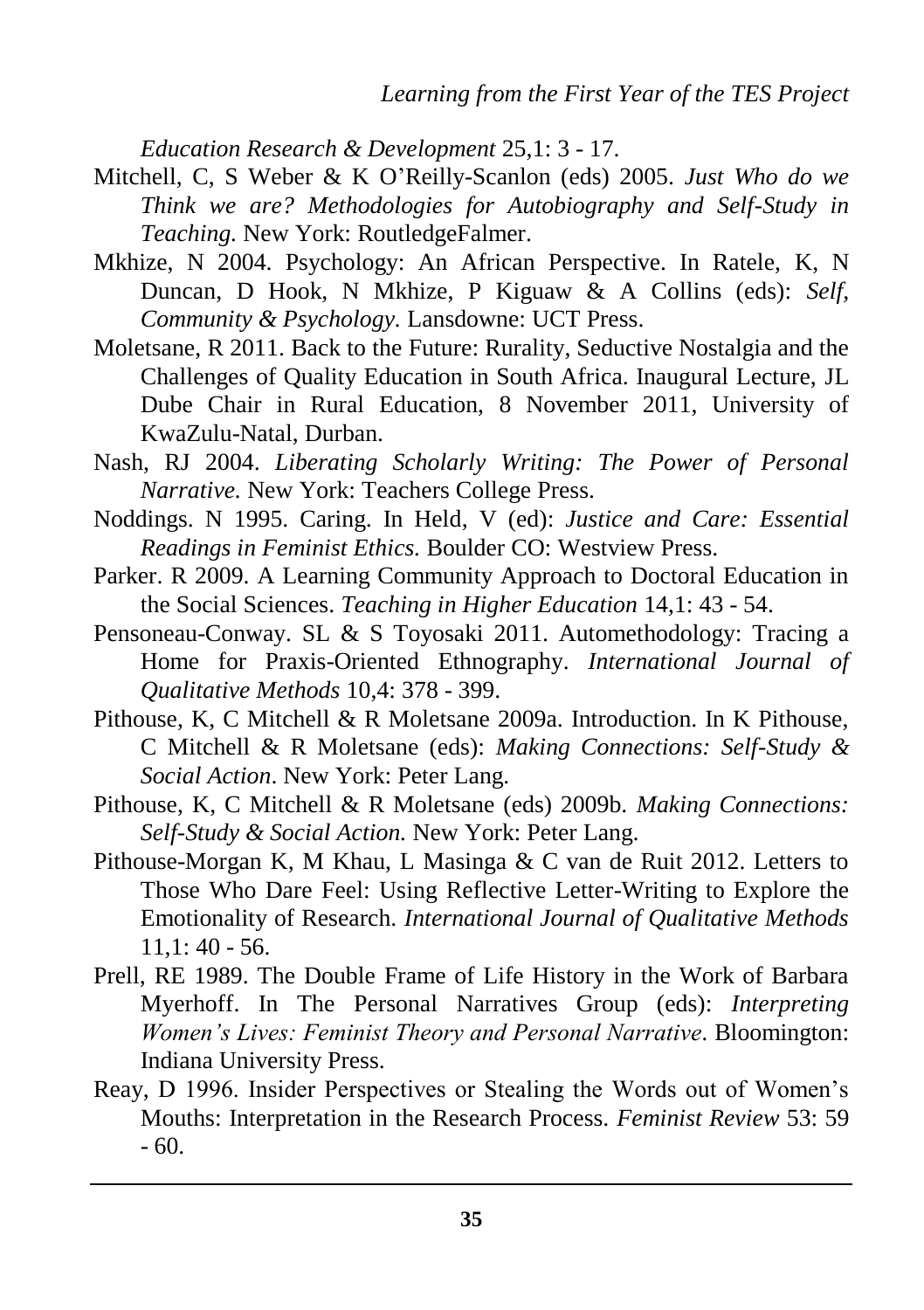*Education Research & Development* 25,1: 3 - 17.

Mitchell, C, S Weber & K O'Reilly-Scanlon (eds) 2005. *Just Who do we Think we are? Methodologies for Autobiography and Self-Study in Teaching.* New York: RoutledgeFalmer.

Mkhize, N 2004. Psychology: An African Perspective. In Ratele, K, N Duncan, D Hook, N Mkhize, P Kiguaw & A Collins (eds): *Self, Community & Psychology.* Lansdowne: UCT Press.

Moletsane, R 2011. Back to the Future: Rurality, Seductive Nostalgia and the Challenges of Quality Education in South Africa. Inaugural Lecture, JL Dube Chair in Rural Education, 8 November 2011, University of KwaZulu-Natal, Durban.

Nash, RJ 2004. *Liberating Scholarly Writing: The Power of Personal Narrative.* New York: Teachers College Press.

Noddings. N 1995. Caring. In Held, V (ed): *Justice and Care: Essential Readings in Feminist Ethics.* Boulder CO: Westview Press.

Parker. R 2009. A Learning Community Approach to Doctoral Education in the Social Sciences. *Teaching in Higher Education* 14,1: 43 - 54.

Pensoneau-Conway. SL & S Toyosaki 2011. Autometh­odology: Tracing a Home for Praxis-Oriented Ethnography. *International Journal of Qualitative Methods* 10,4: 378 - 399.

Pithouse, K, C Mitchell & R Moletsane 2009a. Introduction. In K Pithouse, C Mitchell & R Moletsane (eds): *Making Connections: Self-Study & Social Action*. New York: Peter Lang.

Pithouse, K, C Mitchell & R Moletsane (eds) 2009b. *Making Connections: Self-Study & Social Action.* New York: Peter Lang.

Pithouse-Morgan K, M Khau, L Masinga & C van de Ruit 2012. Letters to Those Who Dare Feel: Using Reflective Letter-Writing to Explore the Emotionality of Research. *International Journal of Qualitative Methods* 11,1: 40 - 56.

Prell, RE 1989. The Double Frame of Life History in the Work of Barbara Myerhoff. In The Personal Narratives Group (eds): *Interpreting Women's Lives: Feminist Theory and Personal Narrative*. Bloomington: Indiana University Press.

Reay, D 1996. Insider Perspectives or Stealing the Words out of Women's Mouths: Interpretation in the Research Process. *Feminist Review* 53: 59 - 60.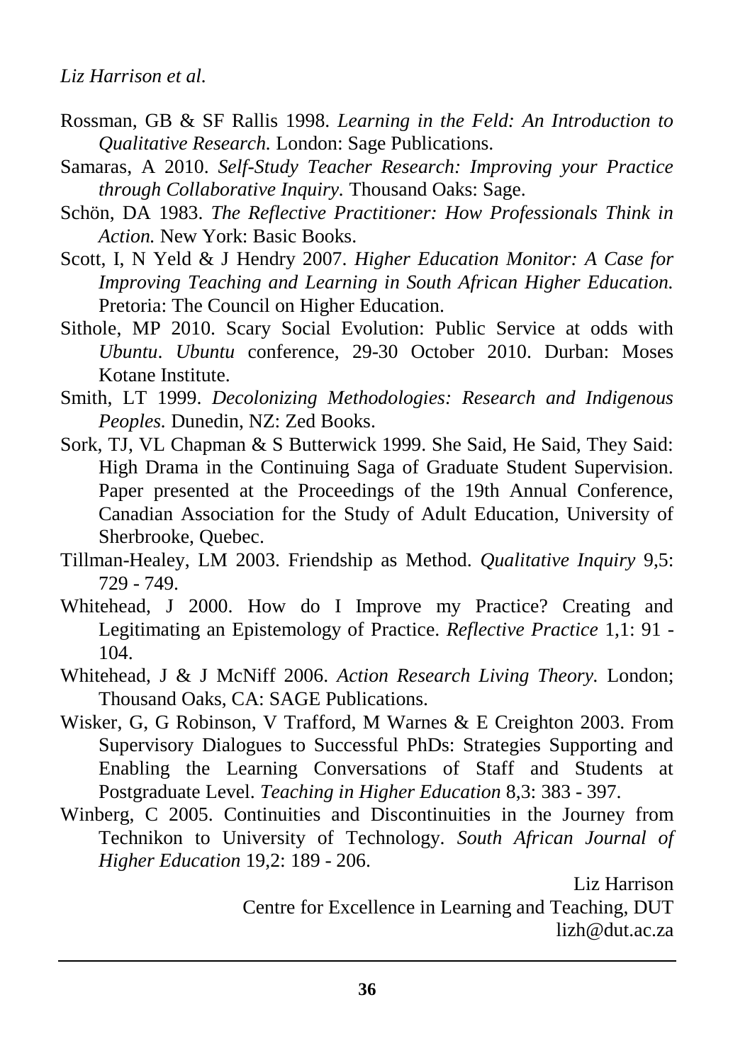Rossman, GB & SF Rallis 1998. *Learning in the Feld: An Introduction to Qualitative Research.* London: Sage Publications.

Samaras, A 2010. *Self-Study Teacher Research: Improving your Practice through Collaborative Inquiry.* Thousand Oaks: Sage.

Schön, DA 1983. *The Reflective Practitioner: How Professionals Think in Action.* New York: Basic Books.

Scott, I, N Yeld & J Hendry 2007. *Higher Education Monitor: A Case for Improving Teaching and Learning in South African Higher Education.* Pretoria: The Council on Higher Education.

Sithole, MP 2010. Scary Social Evolution: Public Service at odds with *Ubuntu*. *Ubuntu* conference, 29-30 October 2010. Durban: Moses Kotane Institute.

Smith, LT 1999. *Decolonizing Methodologies: Research and Indigenous Peoples.* Dunedin, NZ: Zed Books.

Sork, TJ, VL Chapman & S Butterwick 1999. She Said, He Said, They Said: High Drama in the Continuing Saga of Graduate Student Supervision. Paper presented at the Proceedings of the 19th Annual Conference, Canadian Association for the Study of Adult Education, University of Sherbrooke, Quebec.

Tillman-Healey, LM 2003. Friendship as Method. *Qualitative Inquiry* 9,5: 729 - 749.

Whitehead, J 2000. How do I Improve my Practice? Creating and Legitimating an Epistemology of Practice. *Reflective Practice* 1,1: 91 - 104.

Whitehead, J & J McNiff 2006. *Action Research Living Theory.* London; Thousand Oaks, CA: SAGE Publications.

Wisker, G, G Robinson, V Trafford, M Warnes & E Creighton 2003. From Supervisory Dialogues to Successful PhDs: Strategies Supporting and Enabling the Learning Conversations of Staff and Students at Postgraduate Level. *Teaching in Higher Education* 8,3: 383 - 397.

Winberg, C 2005. Continuities and Discontinuities in the Journey from Technikon to University of Technology. *South African Journal of Higher Education* 19,2: 189 - 206.

Liz Harrison
Centre for Excellence in Learning and Teaching, DUT
lizh@dut.ac.za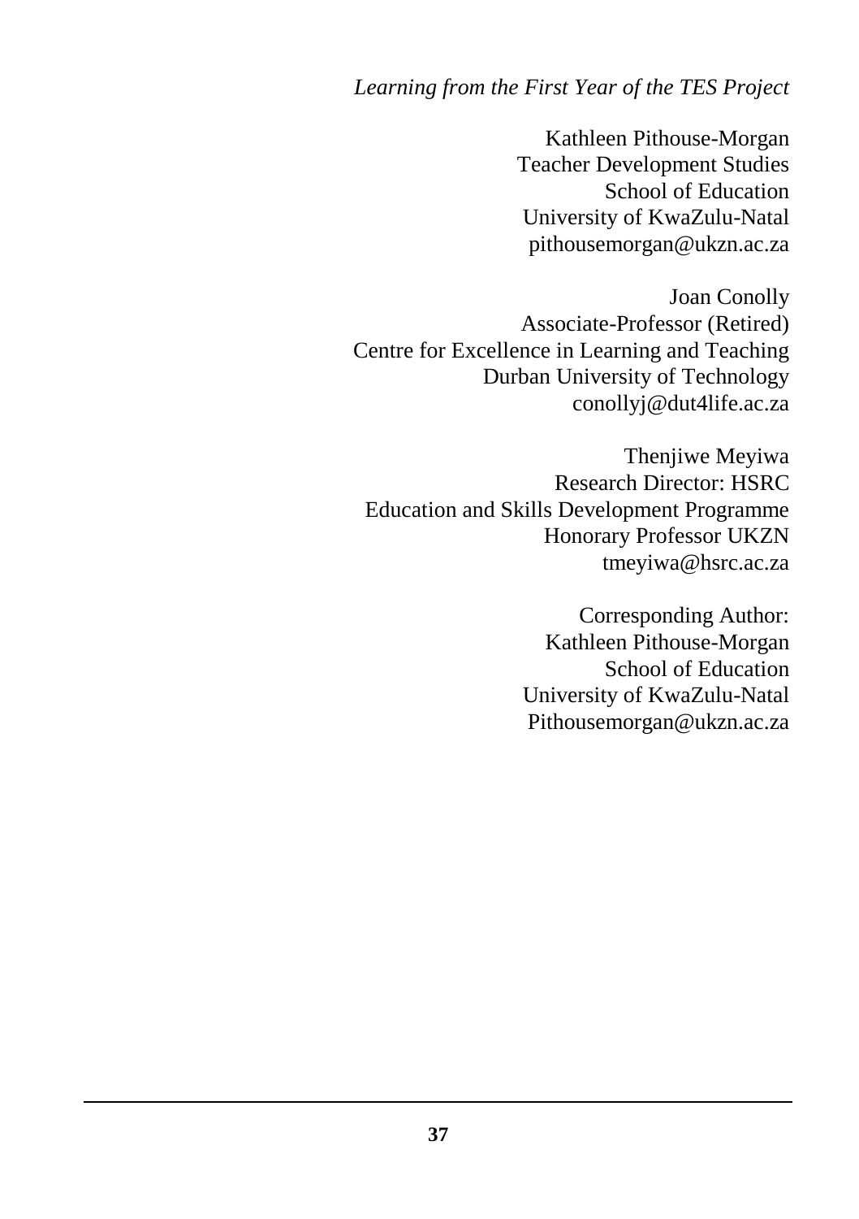*Learning from the First Year of the TES Project*

Kathleen Pithouse-Morgan
Teacher Development Studies
School of Education
University of KwaZulu-Natal
pithousemorgan@ukzn.ac.za

Joan Conolly
Associate-Professor (Retired)
Centre for Excellence in Learning and Teaching
Durban University of Technology
conollyj@dut4life.ac.za

Thenjiwe Meyiwa
Research Director: HSRC
Education and Skills Development Programme
Honorary Professor UKZN
tmeyiwa@hsrc.ac.za

Corresponding Author:
Kathleen Pithouse-Morgan
School of Education
University of KwaZulu-Natal
Pithousemorgan@ukzn.ac.za